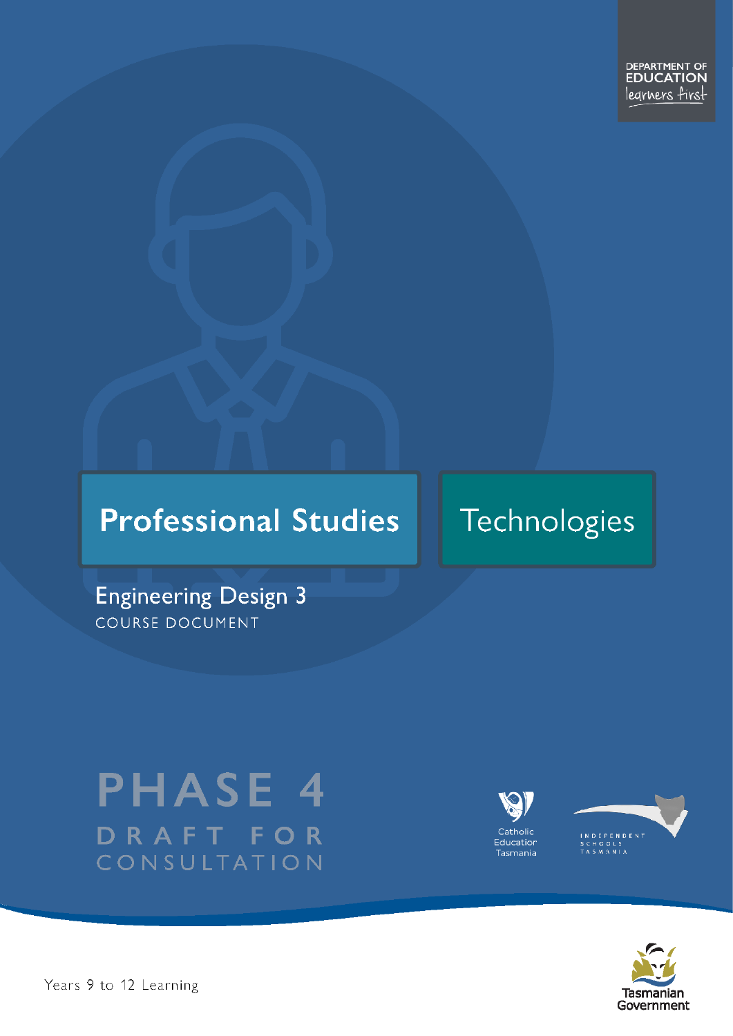DEPARTMENT OF EDUCATION
learners first

# Professional Studies

# Technologies

## Engineering Design 3

COURSE DOCUMENT

PHASE 4
DRAFT FOR CONSULTATION

Catholic Education Tasmania

INDEPENDENT SCHOOLS TASMANIA

Tasmanian Government

Years 9 to 12 Learning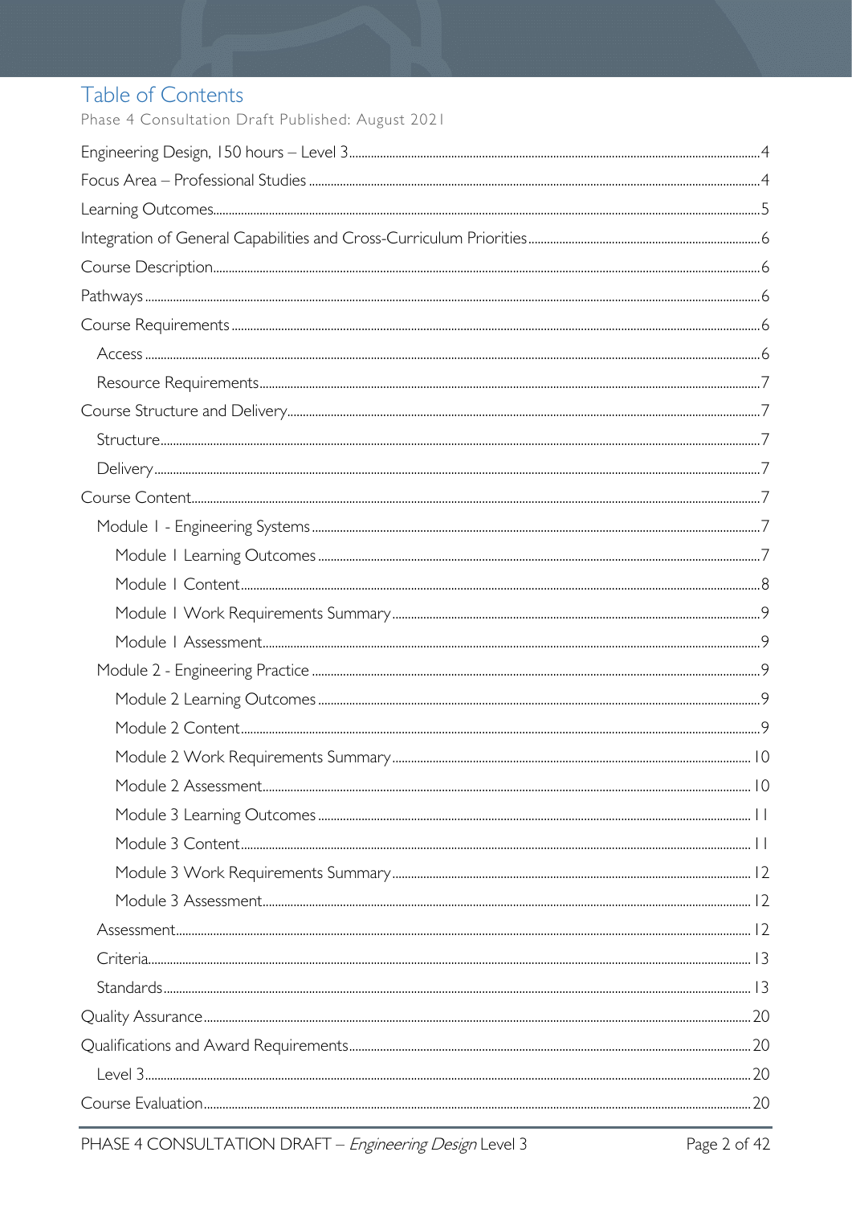# Table of Contents

Phase 4 Consultation Draft Published: August 2021

Engineering Design, 150 hours – Level 3 ... 4

Focus Area – Professional Studies ... 4

Learning Outcomes ... 5

Integration of General Capabilities and Cross-Curriculum Priorities ... 6

Course Description ... 6

Pathways ... 6

Course Requirements ... 6

- Access ... 6
- Resource Requirements ... 7

Course Structure and Delivery ... 7

- Structure ... 7
- Delivery ... 7

Course Content ... 7

- Module 1 - Engineering Systems ... 7
  - Module 1 Learning Outcomes ... 7
  - Module 1 Content ... 8
  - Module 1 Work Requirements Summary ... 9
  - Module 1 Assessment ... 9
- Module 2 - Engineering Practice ... 9
  - Module 2 Learning Outcomes ... 9
  - Module 2 Content ... 9
  - Module 2 Work Requirements Summary ... 10
  - Module 2 Assessment ... 10
  - Module 3 Learning Outcomes ... 11
  - Module 3 Content ... 11
  - Module 3 Work Requirements Summary ... 12
  - Module 3 Assessment ... 12
- Assessment ... 12
- Criteria ... 13
- Standards ... 13

Quality Assurance ... 20

Qualifications and Award Requirements ... 20

- Level 3 ... 20

Course Evaluation ... 20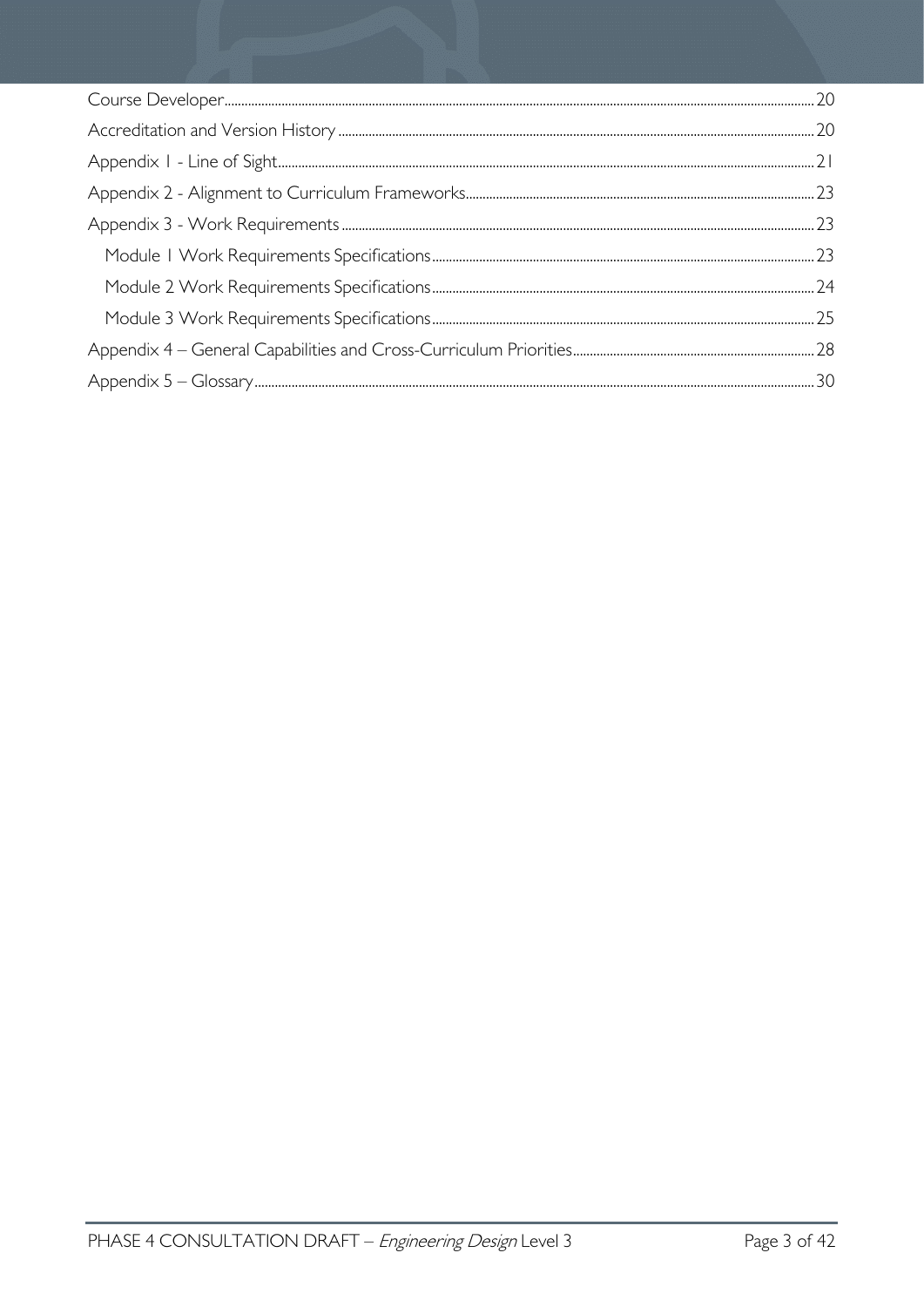Course Developer ..... 20

Accreditation and Version History ..... 20

Appendix 1 - Line of Sight ..... 21

Appendix 2 - Alignment to Curriculum Frameworks ..... 23

Appendix 3 - Work Requirements ..... 23

- Module 1 Work Requirements Specifications ..... 23
- Module 2 Work Requirements Specifications ..... 24
- Module 3 Work Requirements Specifications ..... 25

Appendix 4 – General Capabilities and Cross-Curriculum Priorities ..... 28

Appendix 5 – Glossary ..... 30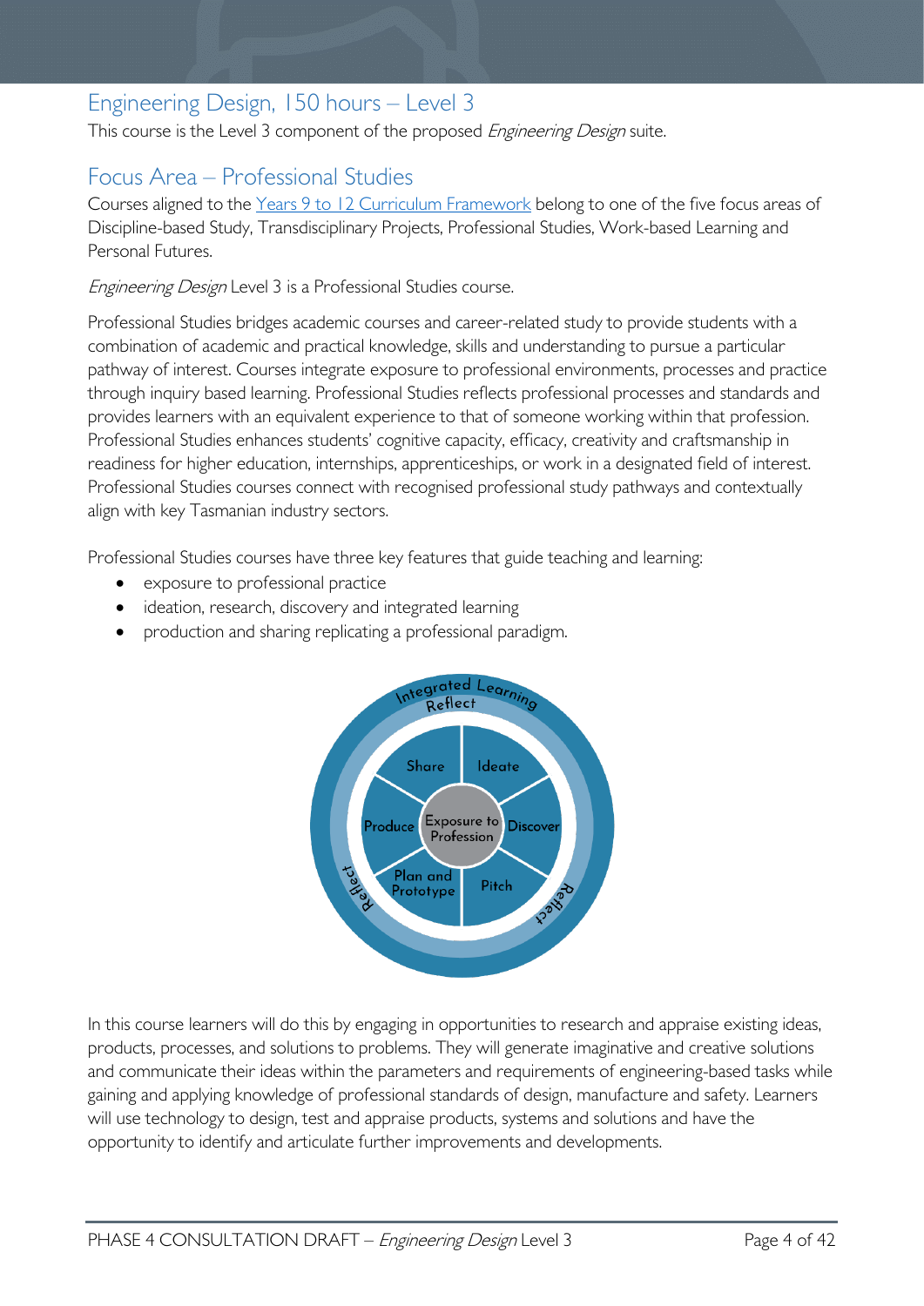## Engineering Design, 150 hours – Level 3

This course is the Level 3 component of the proposed *Engineering Design* suite.

## Focus Area – Professional Studies

Courses aligned to the Years 9 to 12 Curriculum Framework belong to one of the five focus areas of Discipline-based Study, Transdisciplinary Projects, Professional Studies, Work-based Learning and Personal Futures.

*Engineering Design* Level 3 is a Professional Studies course.

Professional Studies bridges academic courses and career-related study to provide students with a combination of academic and practical knowledge, skills and understanding to pursue a particular pathway of interest. Courses integrate exposure to professional environments, processes and practice through inquiry based learning. Professional Studies reflects professional processes and standards and provides learners with an equivalent experience to that of someone working within that profession. Professional Studies enhances students' cognitive capacity, efficacy, creativity and craftsmanship in readiness for higher education, internships, apprenticeships, or work in a designated field of interest. Professional Studies courses connect with recognised professional study pathways and contextually align with key Tasmanian industry sectors.

Professional Studies courses have three key features that guide teaching and learning:

- exposure to professional practice
- ideation, research, discovery and integrated learning
- production and sharing replicating a professional paradigm.

Integrated Learning
Reflect
Share
Ideate
Produce
Exposure to Profession
Discover
Plan and Prototype
Pitch
Reflect
Reflect

In this course learners will do this by engaging in opportunities to research and appraise existing ideas, products, processes, and solutions to problems. They will generate imaginative and creative solutions and communicate their ideas within the parameters and requirements of engineering-based tasks while gaining and applying knowledge of professional standards of design, manufacture and safety. Learners will use technology to design, test and appraise products, systems and solutions and have the opportunity to identify and articulate further improvements and developments.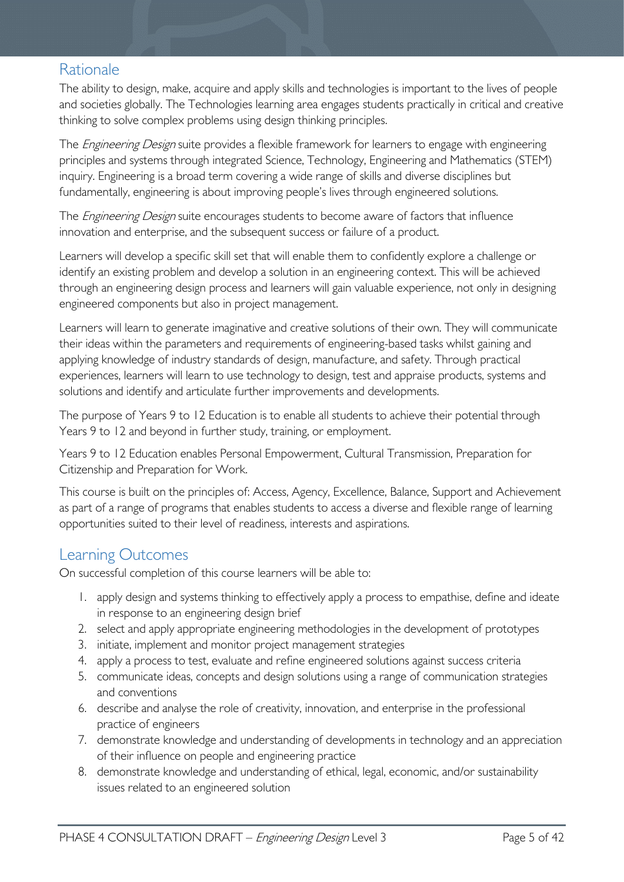## Rationale

The ability to design, make, acquire and apply skills and technologies is important to the lives of people and societies globally. The Technologies learning area engages students practically in critical and creative thinking to solve complex problems using design thinking principles.

The *Engineering Design* suite provides a flexible framework for learners to engage with engineering principles and systems through integrated Science, Technology, Engineering and Mathematics (STEM) inquiry. Engineering is a broad term covering a wide range of skills and diverse disciplines but fundamentally, engineering is about improving people's lives through engineered solutions.

The *Engineering Design* suite encourages students to become aware of factors that influence innovation and enterprise, and the subsequent success or failure of a product.

Learners will develop a specific skill set that will enable them to confidently explore a challenge or identify an existing problem and develop a solution in an engineering context. This will be achieved through an engineering design process and learners will gain valuable experience, not only in designing engineered components but also in project management.

Learners will learn to generate imaginative and creative solutions of their own. They will communicate their ideas within the parameters and requirements of engineering-based tasks whilst gaining and applying knowledge of industry standards of design, manufacture, and safety. Through practical experiences, learners will learn to use technology to design, test and appraise products, systems and solutions and identify and articulate further improvements and developments.

The purpose of Years 9 to 12 Education is to enable all students to achieve their potential through Years 9 to 12 and beyond in further study, training, or employment.

Years 9 to 12 Education enables Personal Empowerment, Cultural Transmission, Preparation for Citizenship and Preparation for Work.

This course is built on the principles of: Access, Agency, Excellence, Balance, Support and Achievement as part of a range of programs that enables students to access a diverse and flexible range of learning opportunities suited to their level of readiness, interests and aspirations.

## Learning Outcomes

On successful completion of this course learners will be able to:

1. apply design and systems thinking to effectively apply a process to empathise, define and ideate in response to an engineering design brief
2. select and apply appropriate engineering methodologies in the development of prototypes
3. initiate, implement and monitor project management strategies
4. apply a process to test, evaluate and refine engineered solutions against success criteria
5. communicate ideas, concepts and design solutions using a range of communication strategies and conventions
6. describe and analyse the role of creativity, innovation, and enterprise in the professional practice of engineers
7. demonstrate knowledge and understanding of developments in technology and an appreciation of their influence on people and engineering practice
8. demonstrate knowledge and understanding of ethical, legal, economic, and/or sustainability issues related to an engineered solution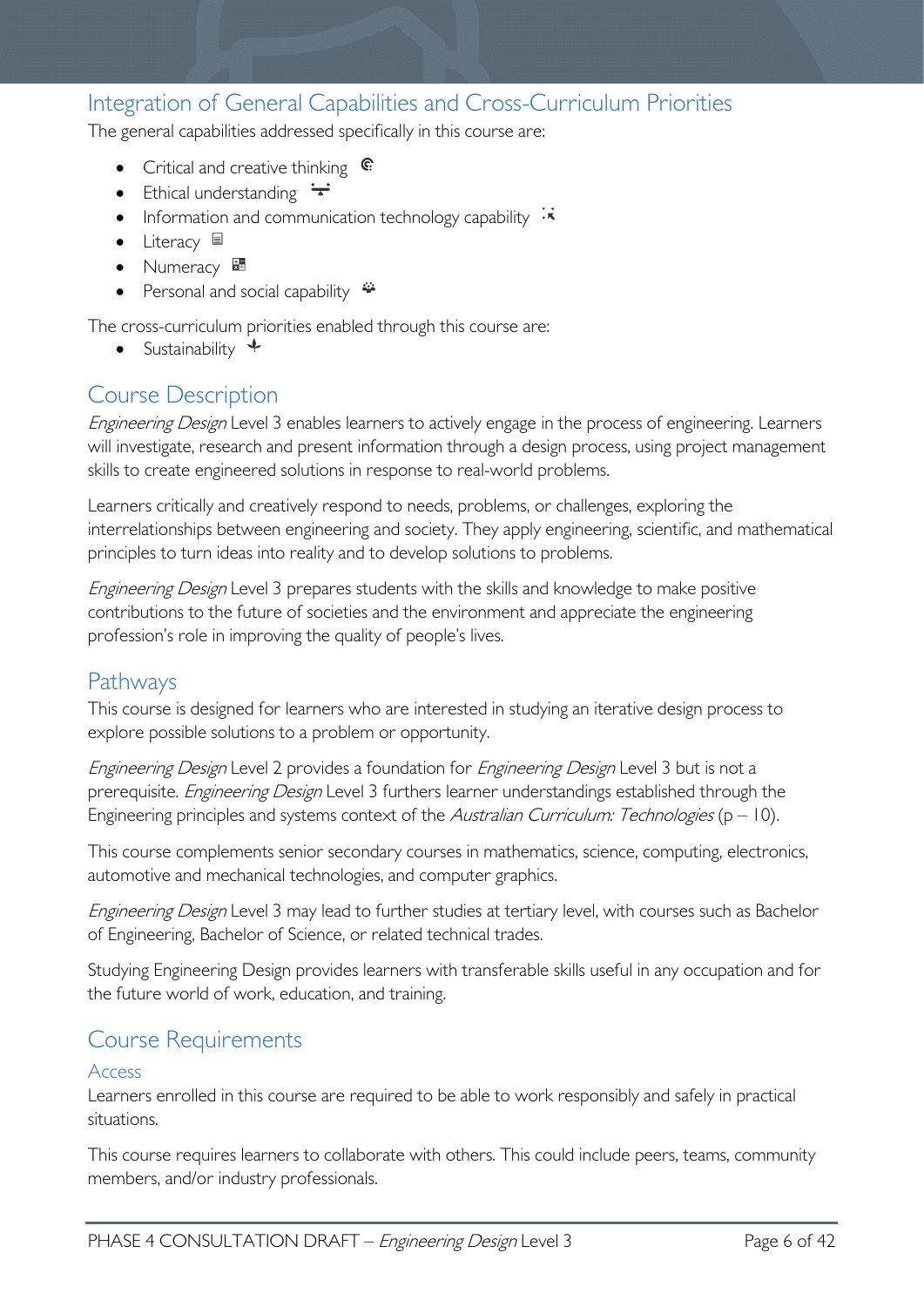## Integration of General Capabilities and Cross-Curriculum Priorities

The general capabilities addressed specifically in this course are:

- Critical and creative thinking
- Ethical understanding
- Information and communication technology capability
- Literacy
- Numeracy
- Personal and social capability

The cross-curriculum priorities enabled through this course are:

- Sustainability

## Course Description

*Engineering Design* Level 3 enables learners to actively engage in the process of engineering. Learners will investigate, research and present information through a design process, using project management skills to create engineered solutions in response to real-world problems.

Learners critically and creatively respond to needs, problems, or challenges, exploring the interrelationships between engineering and society. They apply engineering, scientific, and mathematical principles to turn ideas into reality and to develop solutions to problems.

*Engineering Design* Level 3 prepares students with the skills and knowledge to make positive contributions to the future of societies and the environment and appreciate the engineering profession's role in improving the quality of people's lives.

## Pathways

This course is designed for learners who are interested in studying an iterative design process to explore possible solutions to a problem or opportunity.

*Engineering Design* Level 2 provides a foundation for *Engineering Design* Level 3 but is not a prerequisite. *Engineering Design* Level 3 furthers learner understandings established through the Engineering principles and systems context of the *Australian Curriculum: Technologies* (p – 10).

This course complements senior secondary courses in mathematics, science, computing, electronics, automotive and mechanical technologies, and computer graphics.

*Engineering Design* Level 3 may lead to further studies at tertiary level, with courses such as Bachelor of Engineering, Bachelor of Science, or related technical trades.

Studying Engineering Design provides learners with transferable skills useful in any occupation and for the future world of work, education, and training.

## Course Requirements

### Access

Learners enrolled in this course are required to be able to work responsibly and safely in practical situations.

This course requires learners to collaborate with others. This could include peers, teams, community members, and/or industry professionals.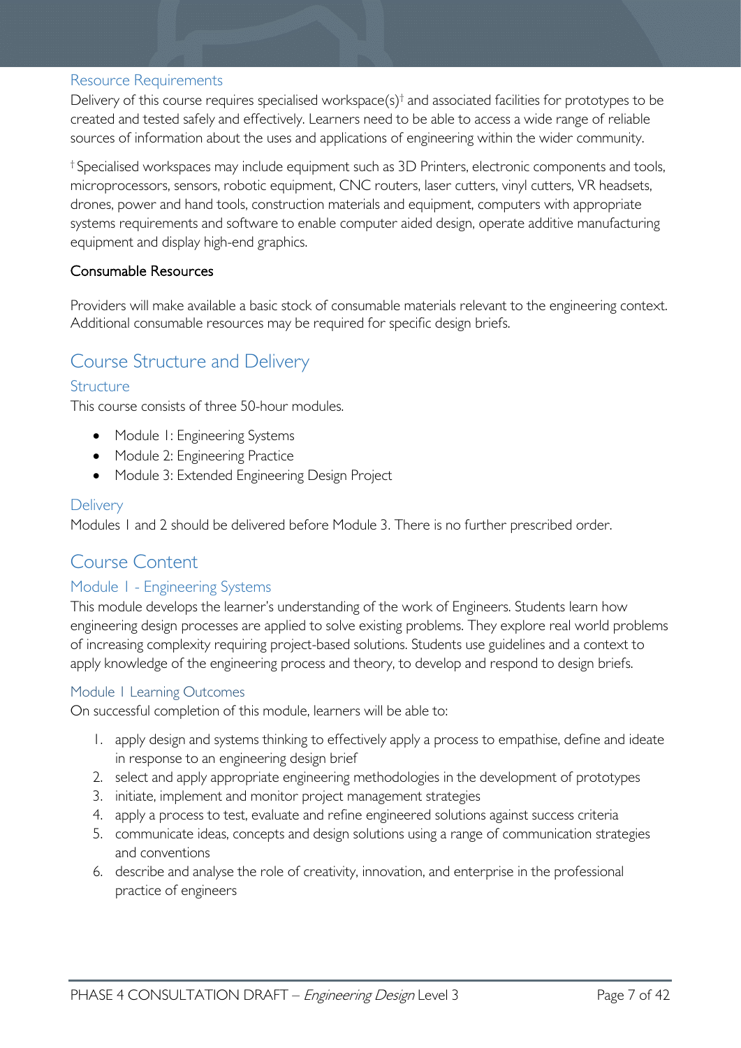### Resource Requirements

Delivery of this course requires specialised workspace(s)[†] and associated facilities for prototypes to be created and tested safely and effectively. Learners need to be able to access a wide range of reliable sources of information about the uses and applications of engineering within the wider community.

[†] Specialised workspaces may include equipment such as 3D Printers, electronic components and tools, microprocessors, sensors, robotic equipment, CNC routers, laser cutters, vinyl cutters, VR headsets, drones, power and hand tools, construction materials and equipment, computers with appropriate systems requirements and software to enable computer aided design, operate additive manufacturing equipment and display high-end graphics.

#### Consumable Resources

Providers will make available a basic stock of consumable materials relevant to the engineering context. Additional consumable resources may be required for specific design briefs.

## Course Structure and Delivery

### Structure

This course consists of three 50-hour modules.

- Module 1: Engineering Systems
- Module 2: Engineering Practice
- Module 3: Extended Engineering Design Project

### Delivery

Modules 1 and 2 should be delivered before Module 3. There is no further prescribed order.

## Course Content

### Module 1 - Engineering Systems

This module develops the learner's understanding of the work of Engineers. Students learn how engineering design processes are applied to solve existing problems. They explore real world problems of increasing complexity requiring project-based solutions. Students use guidelines and a context to apply knowledge of the engineering process and theory, to develop and respond to design briefs.

### Module 1 Learning Outcomes

On successful completion of this module, learners will be able to:

1. apply design and systems thinking to effectively apply a process to empathise, define and ideate in response to an engineering design brief
2. select and apply appropriate engineering methodologies in the development of prototypes
3. initiate, implement and monitor project management strategies
4. apply a process to test, evaluate and refine engineered solutions against success criteria
5. communicate ideas, concepts and design solutions using a range of communication strategies and conventions
6. describe and analyse the role of creativity, innovation, and enterprise in the professional practice of engineers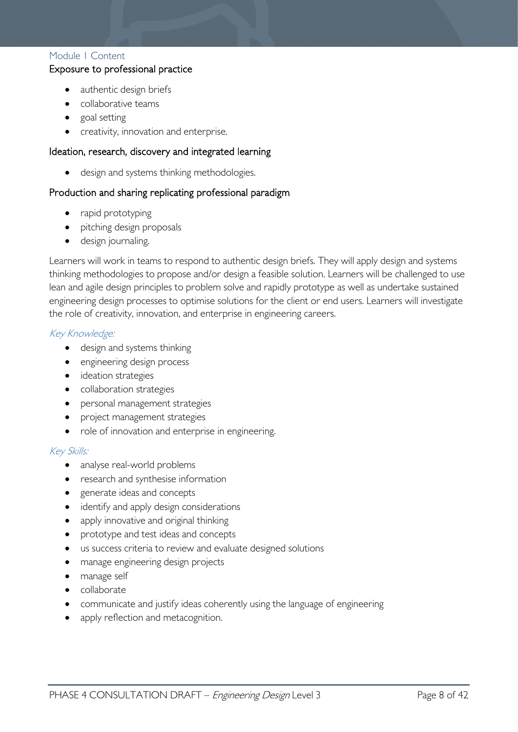## Module 1 Content

### Exposure to professional practice

- authentic design briefs
- collaborative teams
- goal setting
- creativity, innovation and enterprise.

### Ideation, research, discovery and integrated learning

- design and systems thinking methodologies.

### Production and sharing replicating professional paradigm

- rapid prototyping
- pitching design proposals
- design journaling.

Learners will work in teams to respond to authentic design briefs. They will apply design and systems thinking methodologies to propose and/or design a feasible solution. Learners will be challenged to use lean and agile design principles to problem solve and rapidly prototype as well as undertake sustained engineering design processes to optimise solutions for the client or end users. Learners will investigate the role of creativity, innovation, and enterprise in engineering careers.

#### *Key Knowledge:*

- design and systems thinking
- engineering design process
- ideation strategies
- collaboration strategies
- personal management strategies
- project management strategies
- role of innovation and enterprise in engineering.

#### *Key Skills:*

- analyse real-world problems
- research and synthesise information
- generate ideas and concepts
- identify and apply design considerations
- apply innovative and original thinking
- prototype and test ideas and concepts
- us success criteria to review and evaluate designed solutions
- manage engineering design projects
- manage self
- collaborate
- communicate and justify ideas coherently using the language of engineering
- apply reflection and metacognition.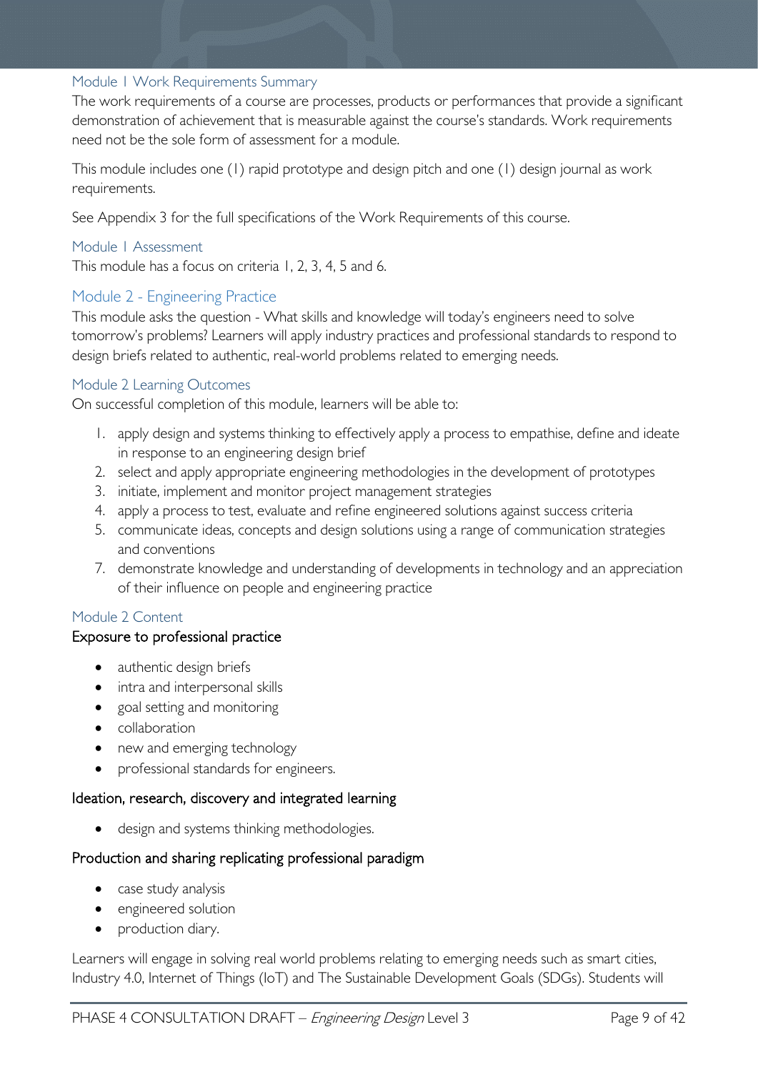### Module 1 Work Requirements Summary

The work requirements of a course are processes, products or performances that provide a significant demonstration of achievement that is measurable against the course's standards. Work requirements need not be the sole form of assessment for a module.

This module includes one (1) rapid prototype and design pitch and one (1) design journal as work requirements.

See Appendix 3 for the full specifications of the Work Requirements of this course.

### Module 1 Assessment

This module has a focus on criteria 1, 2, 3, 4, 5 and 6.

## Module 2 - Engineering Practice

This module asks the question - What skills and knowledge will today's engineers need to solve tomorrow's problems? Learners will apply industry practices and professional standards to respond to design briefs related to authentic, real-world problems related to emerging needs.

### Module 2 Learning Outcomes

On successful completion of this module, learners will be able to:

1. apply design and systems thinking to effectively apply a process to empathise, define and ideate in response to an engineering design brief
2. select and apply appropriate engineering methodologies in the development of prototypes
3. initiate, implement and monitor project management strategies
4. apply a process to test, evaluate and refine engineered solutions against success criteria
5. communicate ideas, concepts and design solutions using a range of communication strategies and conventions

7. demonstrate knowledge and understanding of developments in technology and an appreciation of their influence on people and engineering practice

### Module 2 Content

#### Exposure to professional practice

- authentic design briefs
- intra and interpersonal skills
- goal setting and monitoring
- collaboration
- new and emerging technology
- professional standards for engineers.

#### Ideation, research, discovery and integrated learning

- design and systems thinking methodologies.

#### Production and sharing replicating professional paradigm

- case study analysis
- engineered solution
- production diary.

Learners will engage in solving real world problems relating to emerging needs such as smart cities, Industry 4.0, Internet of Things (IoT) and The Sustainable Development Goals (SDGs). Students will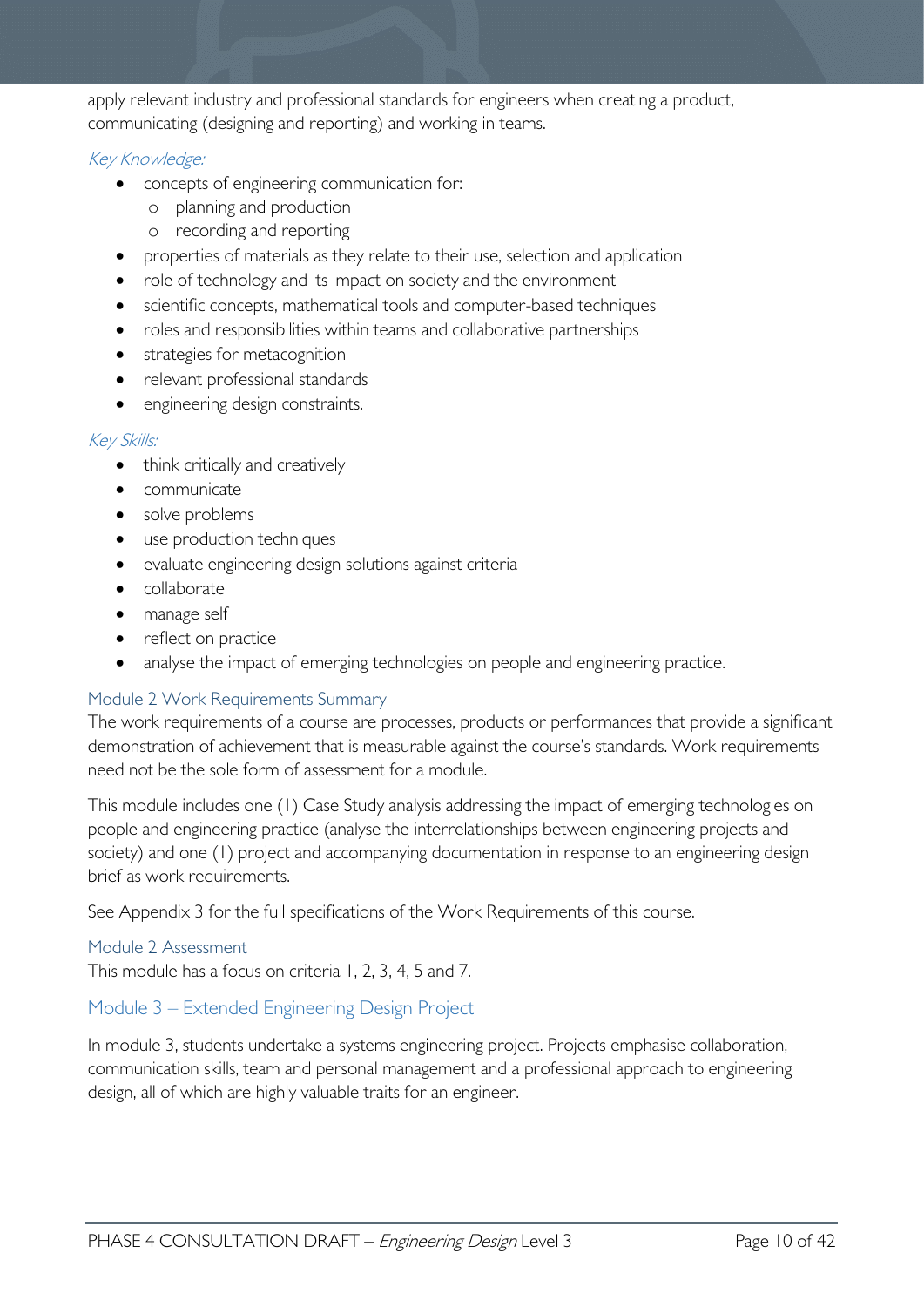apply relevant industry and professional standards for engineers when creating a product, communicating (designing and reporting) and working in teams.

*Key Knowledge:*

- concepts of engineering communication for:
    - planning and production
    - recording and reporting
- properties of materials as they relate to their use, selection and application
- role of technology and its impact on society and the environment
- scientific concepts, mathematical tools and computer-based techniques
- roles and responsibilities within teams and collaborative partnerships
- strategies for metacognition
- relevant professional standards
- engineering design constraints.

*Key Skills:*

- think critically and creatively
- communicate
- solve problems
- use production techniques
- evaluate engineering design solutions against criteria
- collaborate
- manage self
- reflect on practice
- analyse the impact of emerging technologies on people and engineering practice.

### Module 2 Work Requirements Summary

The work requirements of a course are processes, products or performances that provide a significant demonstration of achievement that is measurable against the course's standards. Work requirements need not be the sole form of assessment for a module.

This module includes one (1) Case Study analysis addressing the impact of emerging technologies on people and engineering practice (analyse the interrelationships between engineering projects and society) and one (1) project and accompanying documentation in response to an engineering design brief as work requirements.

See Appendix 3 for the full specifications of the Work Requirements of this course.

### Module 2 Assessment

This module has a focus on criteria 1, 2, 3, 4, 5 and 7.

## Module 3 – Extended Engineering Design Project

In module 3, students undertake a systems engineering project. Projects emphasise collaboration, communication skills, team and personal management and a professional approach to engineering design, all of which are highly valuable traits for an engineer.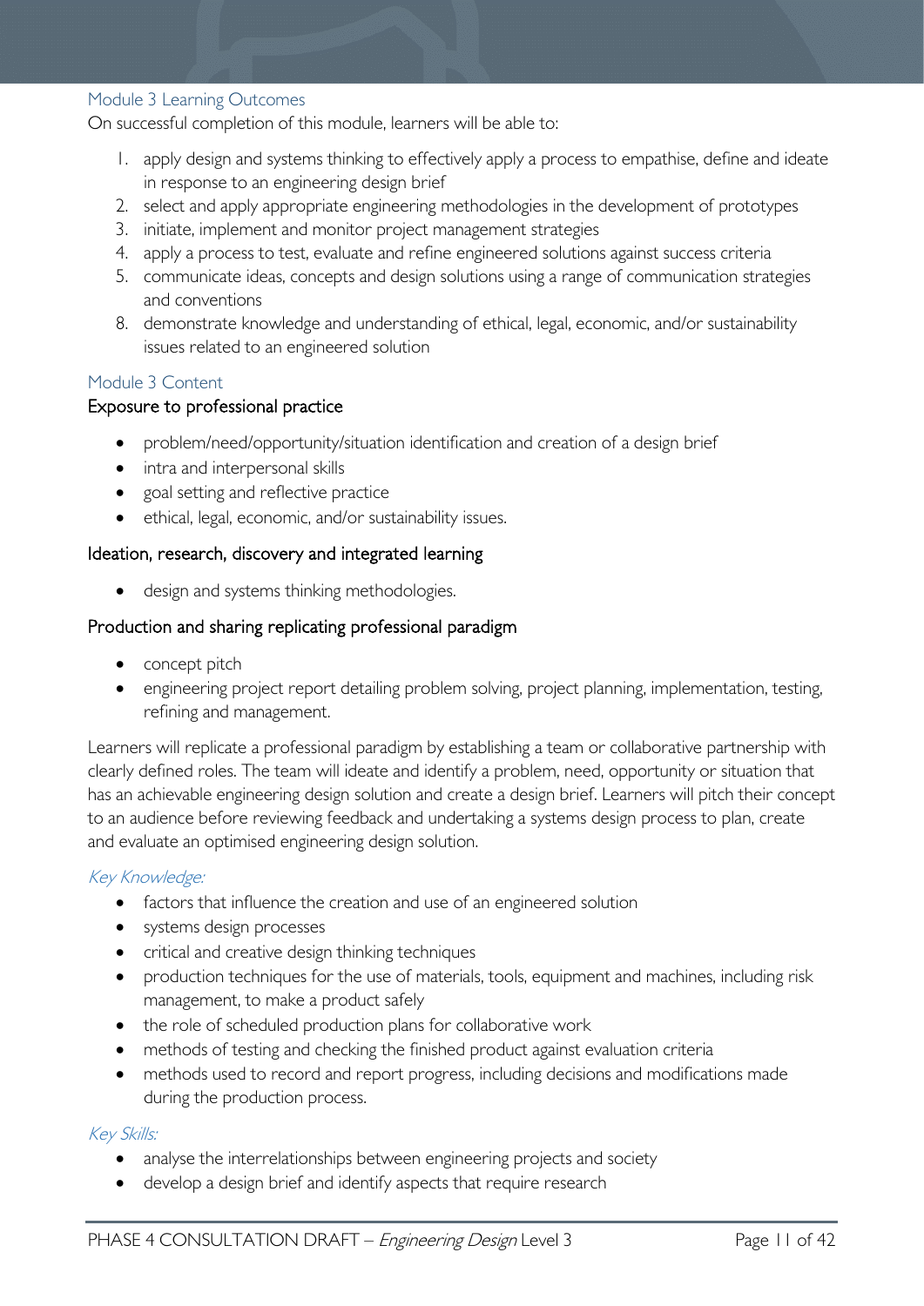### Module 3 Learning Outcomes

On successful completion of this module, learners will be able to:

1. apply design and systems thinking to effectively apply a process to empathise, define and ideate in response to an engineering design brief
2. select and apply appropriate engineering methodologies in the development of prototypes
3. initiate, implement and monitor project management strategies
4. apply a process to test, evaluate and refine engineered solutions against success criteria
5. communicate ideas, concepts and design solutions using a range of communication strategies and conventions
8. demonstrate knowledge and understanding of ethical, legal, economic, and/or sustainability issues related to an engineered solution

### Module 3 Content

#### Exposure to professional practice

- problem/need/opportunity/situation identification and creation of a design brief
- intra and interpersonal skills
- goal setting and reflective practice
- ethical, legal, economic, and/or sustainability issues.

#### Ideation, research, discovery and integrated learning

- design and systems thinking methodologies.

#### Production and sharing replicating professional paradigm

- concept pitch
- engineering project report detailing problem solving, project planning, implementation, testing, refining and management.

Learners will replicate a professional paradigm by establishing a team or collaborative partnership with clearly defined roles. The team will ideate and identify a problem, need, opportunity or situation that has an achievable engineering design solution and create a design brief. Learners will pitch their concept to an audience before reviewing feedback and undertaking a systems design process to plan, create and evaluate an optimised engineering design solution.

*Key Knowledge:*

- factors that influence the creation and use of an engineered solution
- systems design processes
- critical and creative design thinking techniques
- production techniques for the use of materials, tools, equipment and machines, including risk management, to make a product safely
- the role of scheduled production plans for collaborative work
- methods of testing and checking the finished product against evaluation criteria
- methods used to record and report progress, including decisions and modifications made during the production process.

*Key Skills:*

- analyse the interrelationships between engineering projects and society
- develop a design brief and identify aspects that require research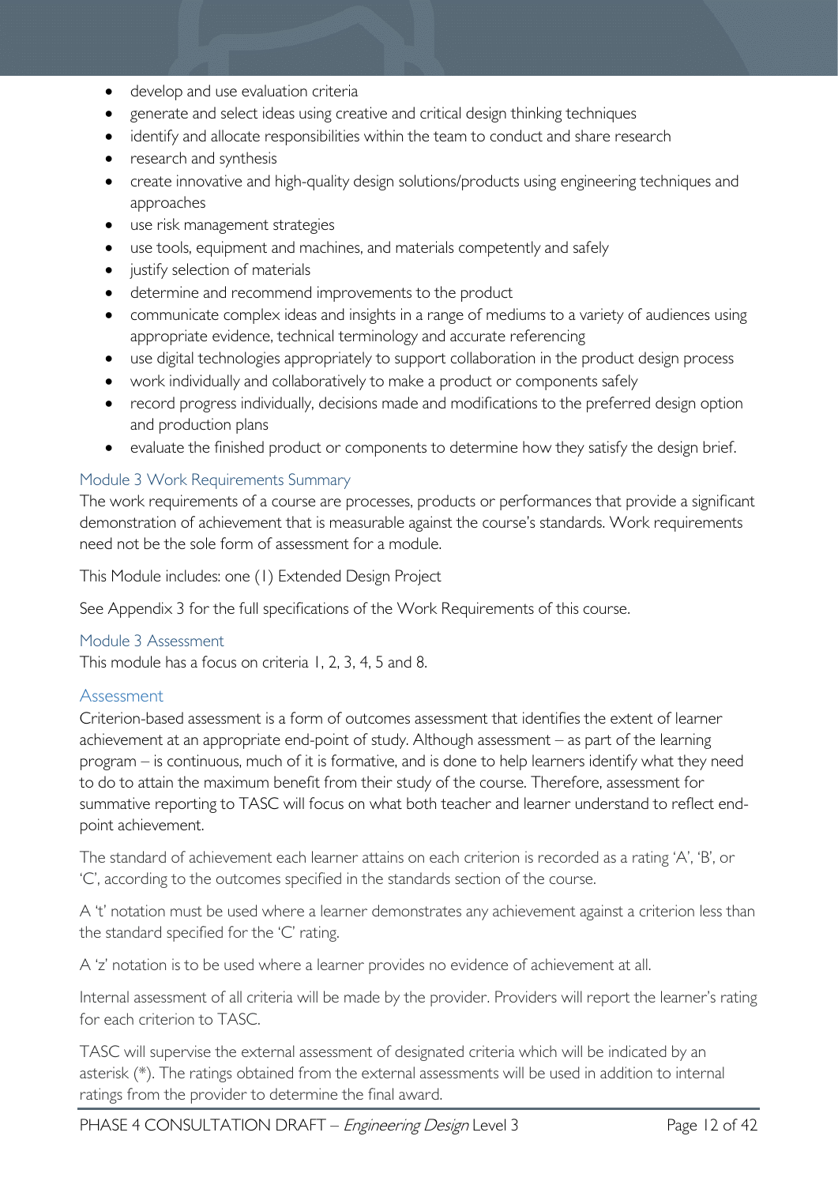- develop and use evaluation criteria
- generate and select ideas using creative and critical design thinking techniques
- identify and allocate responsibilities within the team to conduct and share research
- research and synthesis
- create innovative and high-quality design solutions/products using engineering techniques and approaches
- use risk management strategies
- use tools, equipment and machines, and materials competently and safely
- justify selection of materials
- determine and recommend improvements to the product
- communicate complex ideas and insights in a range of mediums to a variety of audiences using appropriate evidence, technical terminology and accurate referencing
- use digital technologies appropriately to support collaboration in the product design process
- work individually and collaboratively to make a product or components safely
- record progress individually, decisions made and modifications to the preferred design option and production plans
- evaluate the finished product or components to determine how they satisfy the design brief.

### Module 3 Work Requirements Summary

The work requirements of a course are processes, products or performances that provide a significant demonstration of achievement that is measurable against the course's standards. Work requirements need not be the sole form of assessment for a module.

This Module includes: one (1) Extended Design Project

See Appendix 3 for the full specifications of the Work Requirements of this course.

### Module 3 Assessment

This module has a focus on criteria 1, 2, 3, 4, 5 and 8.

## Assessment

Criterion-based assessment is a form of outcomes assessment that identifies the extent of learner achievement at an appropriate end-point of study. Although assessment – as part of the learning program – is continuous, much of it is formative, and is done to help learners identify what they need to do to attain the maximum benefit from their study of the course. Therefore, assessment for summative reporting to TASC will focus on what both teacher and learner understand to reflect end-point achievement.

The standard of achievement each learner attains on each criterion is recorded as a rating 'A', 'B', or 'C', according to the outcomes specified in the standards section of the course.

A 't' notation must be used where a learner demonstrates any achievement against a criterion less than the standard specified for the 'C' rating.

A 'z' notation is to be used where a learner provides no evidence of achievement at all.

Internal assessment of all criteria will be made by the provider. Providers will report the learner's rating for each criterion to TASC.

TASC will supervise the external assessment of designated criteria which will be indicated by an asterisk (*). The ratings obtained from the external assessments will be used in addition to internal ratings from the provider to determine the final award.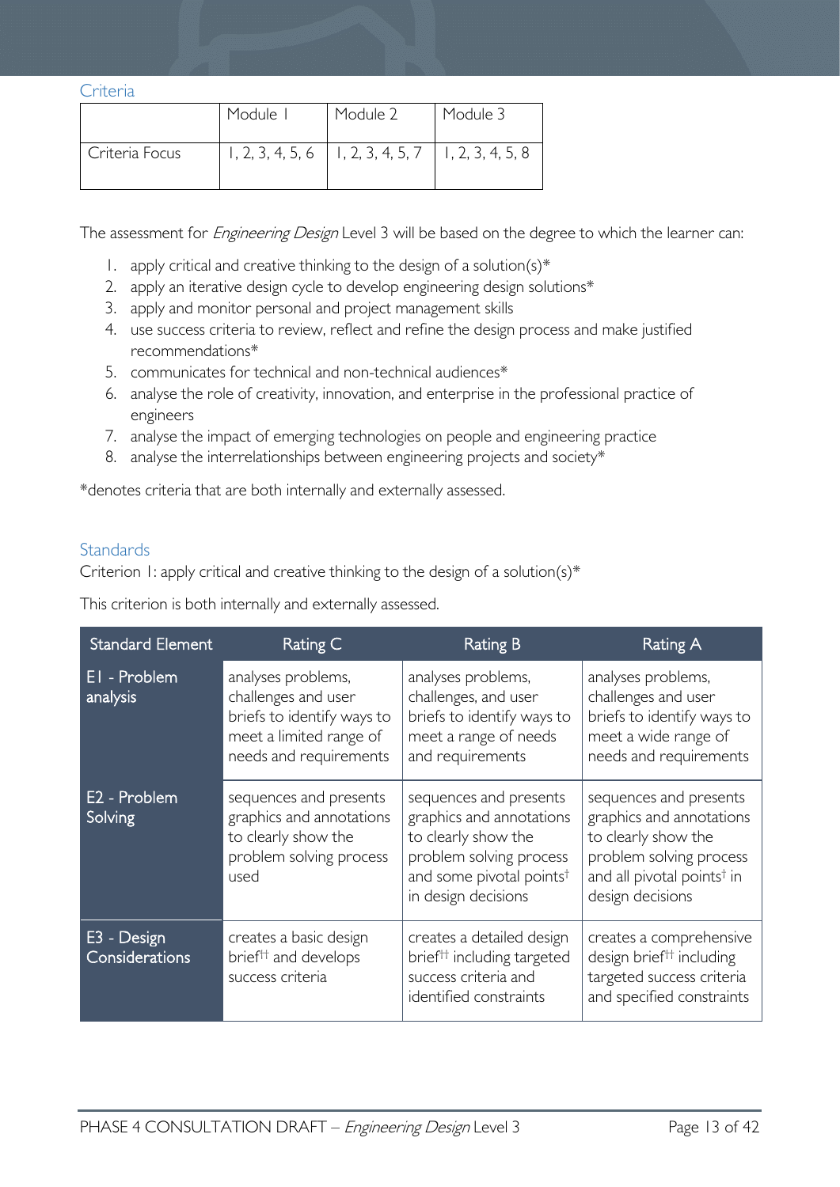## Criteria

| | Module 1 | Module 2 | Module 3 |
|---|---|---|---|
| Criteria Focus | 1, 2, 3, 4, 5, 6 | 1, 2, 3, 4, 5, 7 | 1, 2, 3, 4, 5, 8 |

The assessment for *Engineering Design* Level 3 will be based on the degree to which the learner can:

1. apply critical and creative thinking to the design of a solution(s)*
2. apply an iterative design cycle to develop engineering design solutions*
3. apply and monitor personal and project management skills
4. use success criteria to review, reflect and refine the design process and make justified recommendations*
5. communicates for technical and non-technical audiences*
6. analyse the role of creativity, innovation, and enterprise in the professional practice of engineers
7. analyse the impact of emerging technologies on people and engineering practice
8. analyse the interrelationships between engineering projects and society*

*denotes criteria that are both internally and externally assessed.

## Standards

Criterion 1: apply critical and creative thinking to the design of a solution(s)*

This criterion is both internally and externally assessed.

| Standard Element | Rating C | Rating B | Rating A |
|---|---|---|---|
| E1 - Problem analysis | analyses problems, challenges and user briefs to identify ways to meet a limited range of needs and requirements | analyses problems, challenges, and user briefs to identify ways to meet a range of needs and requirements | analyses problems, challenges and user briefs to identify ways to meet a wide range of needs and requirements |
| E2 - Problem Solving | sequences and presents graphics and annotations to clearly show the problem solving process used | sequences and presents graphics and annotations to clearly show the problem solving process and some pivotal points[†] in design decisions | sequences and presents graphics and annotations to clearly show the problem solving process and all pivotal points[†] in design decisions |
| E3 - Design Considerations | creates a basic design brief[††] and develops success criteria | creates a detailed design brief[††] including targeted success criteria and identified constraints | creates a comprehensive design brief[††] including targeted success criteria and specified constraints |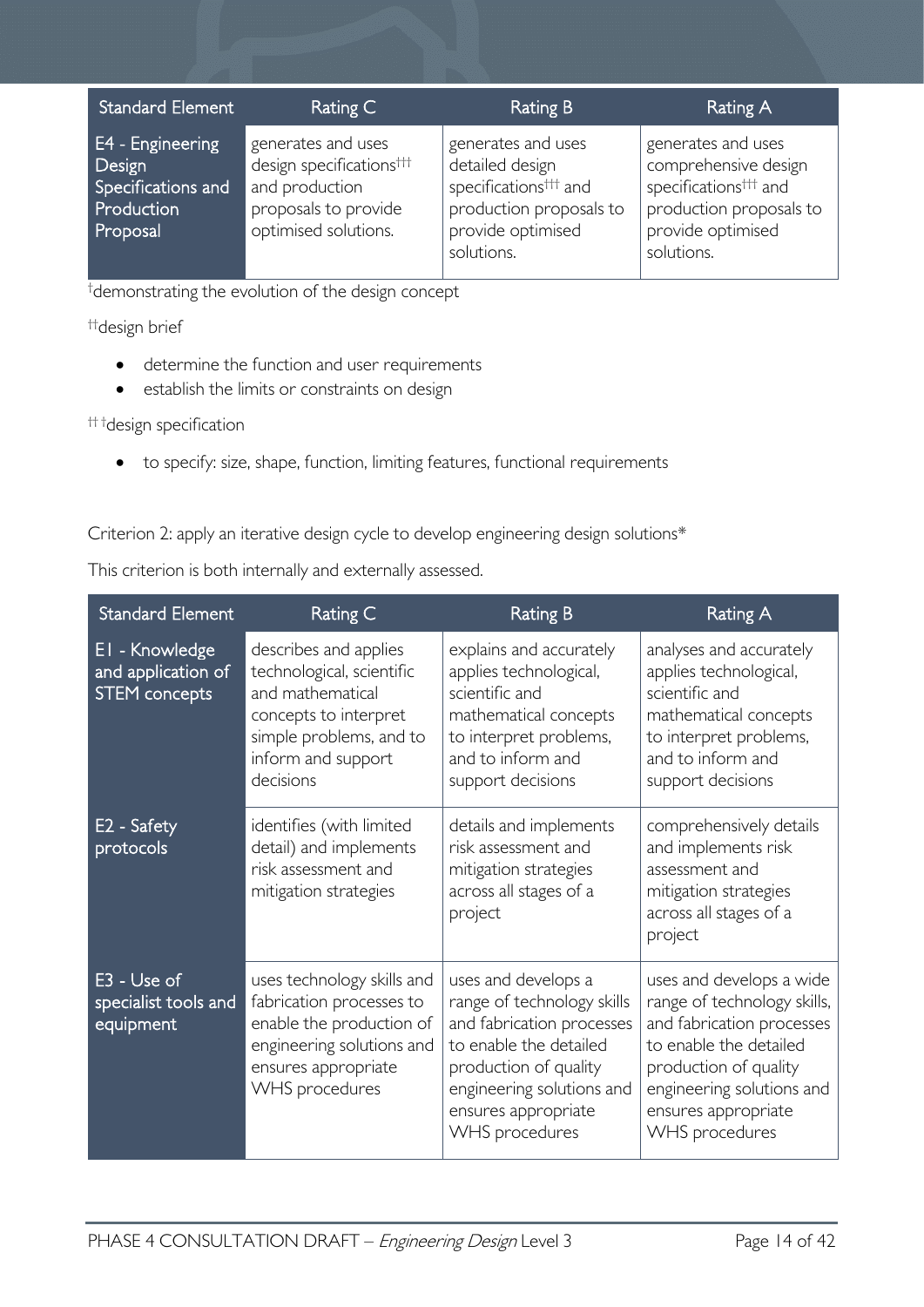| Standard Element | Rating C | Rating B | Rating A |
| --- | --- | --- | --- |
| E4 - Engineering Design Specifications and Production Proposal | generates and uses design specifications††† and production proposals to provide optimised solutions. | generates and uses detailed design specifications††† and production proposals to provide optimised solutions. | generates and uses comprehensive design specifications††† and production proposals to provide optimised solutions. |

†demonstrating the evolution of the design concept

††design brief

- determine the function and user requirements
- establish the limits or constraints on design

†††design specification

- to specify: size, shape, function, limiting features, functional requirements

Criterion 2: apply an iterative design cycle to develop engineering design solutions*

This criterion is both internally and externally assessed.

| Standard Element | Rating C | Rating B | Rating A |
| --- | --- | --- | --- |
| E1 - Knowledge and application of STEM concepts | describes and applies technological, scientific and mathematical concepts to interpret simple problems, and to inform and support decisions | explains and accurately applies technological, scientific and mathematical concepts to interpret problems, and to inform and support decisions | analyses and accurately applies technological, scientific and mathematical concepts to interpret problems, and to inform and support decisions |
| E2 - Safety protocols | identifies (with limited detail) and implements risk assessment and mitigation strategies | details and implements risk assessment and mitigation strategies across all stages of a project | comprehensively details and implements risk assessment and mitigation strategies across all stages of a project |
| E3 - Use of specialist tools and equipment | uses technology skills and fabrication processes to enable the production of engineering solutions and ensures appropriate WHS procedures | uses and develops a range of technology skills and fabrication processes to enable the detailed production of quality engineering solutions and ensures appropriate WHS procedures | uses and develops a wide range of technology skills, and fabrication processes to enable the detailed production of quality engineering solutions and ensures appropriate WHS procedures |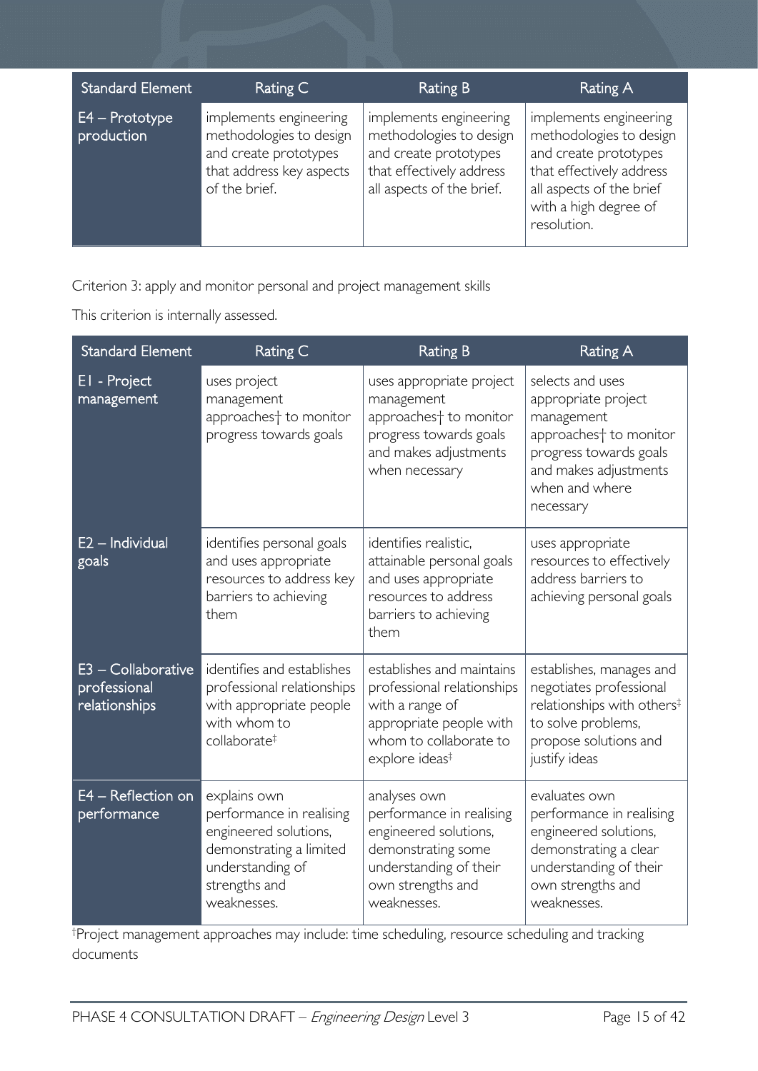| Standard Element | Rating C | Rating B | Rating A |
|---|---|---|---|
| E4 – Prototype production | implements engineering methodologies to design and create prototypes that address key aspects of the brief. | implements engineering methodologies to design and create prototypes that effectively address all aspects of the brief. | implements engineering methodologies to design and create prototypes that effectively address all aspects of the brief with a high degree of resolution. |

Criterion 3: apply and monitor personal and project management skills

This criterion is internally assessed.

| Standard Element | Rating C | Rating B | Rating A |
|---|---|---|---|
| E1 - Project management | uses project management approaches† to monitor progress towards goals | uses appropriate project management approaches† to monitor progress towards goals and makes adjustments when necessary | selects and uses appropriate project management approaches† to monitor progress towards goals and makes adjustments when and where necessary |
| E2 – Individual goals | identifies personal goals and uses appropriate resources to address key barriers to achieving them | identifies realistic, attainable personal goals and uses appropriate resources to address barriers to achieving them | uses appropriate resources to effectively address barriers to achieving personal goals |
| E3 – Collaborative professional relationships | identifies and establishes professional relationships with appropriate people with whom to collaborate‡ | establishes and maintains professional relationships with a range of appropriate people with whom to collaborate to explore ideas‡ | establishes, manages and negotiates professional relationships with others‡ to solve problems, propose solutions and justify ideas |
| E4 – Reflection on performance | explains own performance in realising engineered solutions, demonstrating a limited understanding of strengths and weaknesses. | analyses own performance in realising engineered solutions, demonstrating some understanding of their own strengths and weaknesses. | evaluates own performance in realising engineered solutions, demonstrating a clear understanding of their own strengths and weaknesses. |

†Project management approaches may include: time scheduling, resource scheduling and tracking documents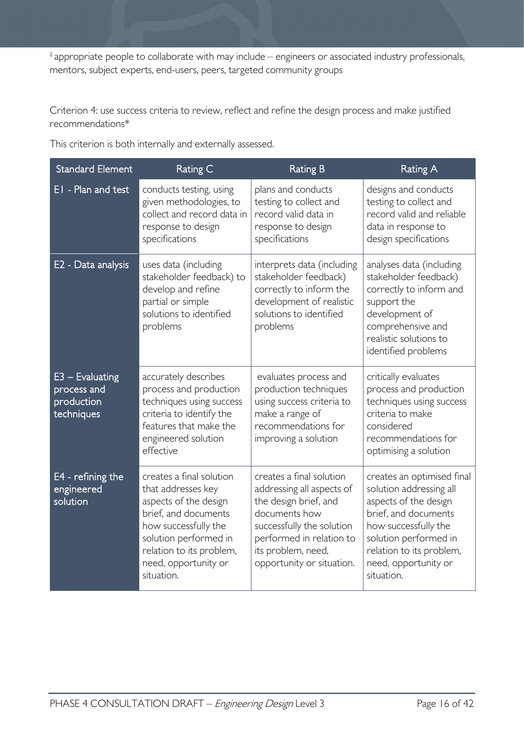‡ appropriate people to collaborate with may include – engineers or associated industry professionals, mentors, subject experts, end-users, peers, targeted community groups

Criterion 4: use success criteria to review, reflect and refine the design process and make justified recommendations*

This criterion is both internally and externally assessed.

| Standard Element | Rating C | Rating B | Rating A |
| --- | --- | --- | --- |
| E1 - Plan and test | conducts testing, using given methodologies, to collect and record data in response to design specifications | plans and conducts testing to collect and record valid data in response to design specifications | designs and conducts testing to collect and record valid and reliable data in response to design specifications |
| E2 - Data analysis | uses data (including stakeholder feedback) to develop and refine partial or simple solutions to identified problems | interprets data (including stakeholder feedback) correctly to inform the development of realistic solutions to identified problems | analyses data (including stakeholder feedback) correctly to inform and support the development of comprehensive and realistic solutions to identified problems |
| E3 – Evaluating process and production techniques | accurately describes process and production techniques using success criteria to identify the features that make the engineered solution effective | evaluates process and production techniques using success criteria to make a range of recommendations for improving a solution | critically evaluates process and production techniques using success criteria to make considered recommendations for optimising a solution |
| E4 - refining the engineered solution | creates a final solution that addresses key aspects of the design brief, and documents how successfully the solution performed in relation to its problem, need, opportunity or situation. | creates a final solution addressing all aspects of the design brief, and documents how successfully the solution performed in relation to its problem, need, opportunity or situation. | creates an optimised final solution addressing all aspects of the design brief, and documents how successfully the solution performed in relation to its problem, need, opportunity or situation. |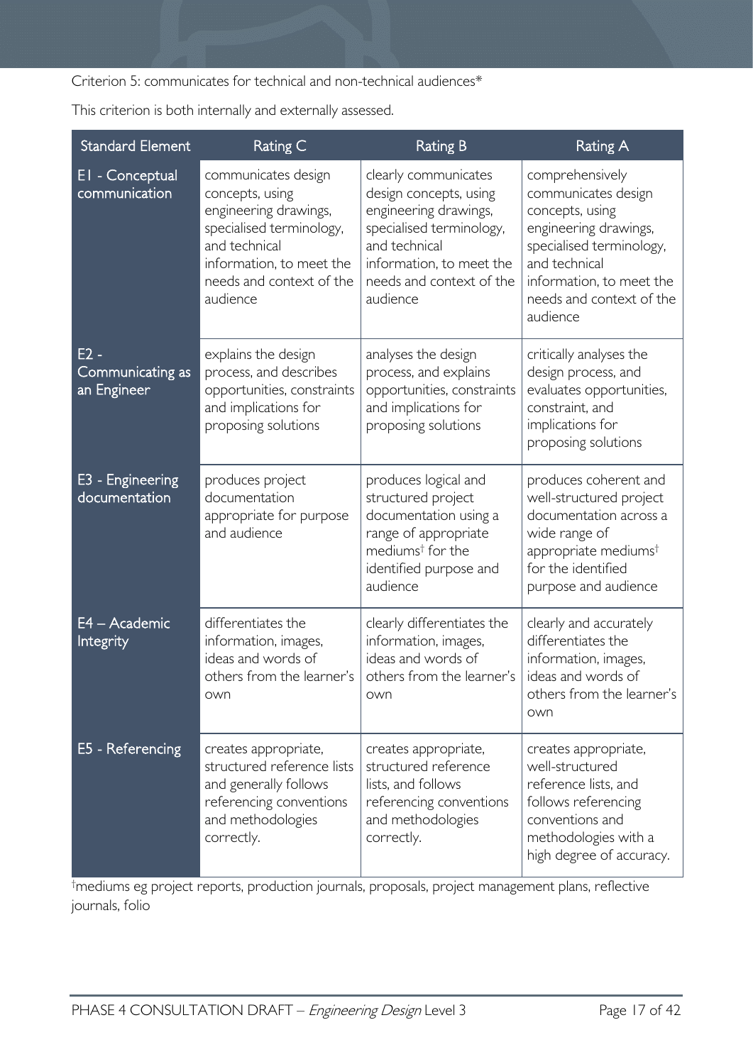Criterion 5: communicates for technical and non-technical audiences*

This criterion is both internally and externally assessed.

| Standard Element | Rating C | Rating B | Rating A |
|---|---|---|---|
| E1 - Conceptual communication | communicates design concepts, using engineering drawings, specialised terminology, and technical information, to meet the needs and context of the audience | clearly communicates design concepts, using engineering drawings, specialised terminology, and technical information, to meet the needs and context of the audience | comprehensively communicates design concepts, using engineering drawings, specialised terminology, and technical information, to meet the needs and context of the audience |
| E2 - Communicating as an Engineer | explains the design process, and describes opportunities, constraints and implications for proposing solutions | analyses the design process, and explains opportunities, constraints and implications for proposing solutions | critically analyses the design process, and evaluates opportunities, constraint, and implications for proposing solutions |
| E3 - Engineering documentation | produces project documentation appropriate for purpose and audience | produces logical and structured project documentation using a range of appropriate mediums† for the identified purpose and audience | produces coherent and well-structured project documentation across a wide range of appropriate mediums† for the identified purpose and audience |
| E4 – Academic Integrity | differentiates the information, images, ideas and words of others from the learner's own | clearly differentiates the information, images, ideas and words of others from the learner's own | clearly and accurately differentiates the information, images, ideas and words of others from the learner's own |
| E5 - Referencing | creates appropriate, structured reference lists and generally follows referencing conventions and methodologies correctly. | creates appropriate, structured reference lists, and follows referencing conventions and methodologies correctly. | creates appropriate, well-structured reference lists, and follows referencing conventions and methodologies with a high degree of accuracy. |

†mediums eg project reports, production journals, proposals, project management plans, reflective journals, folio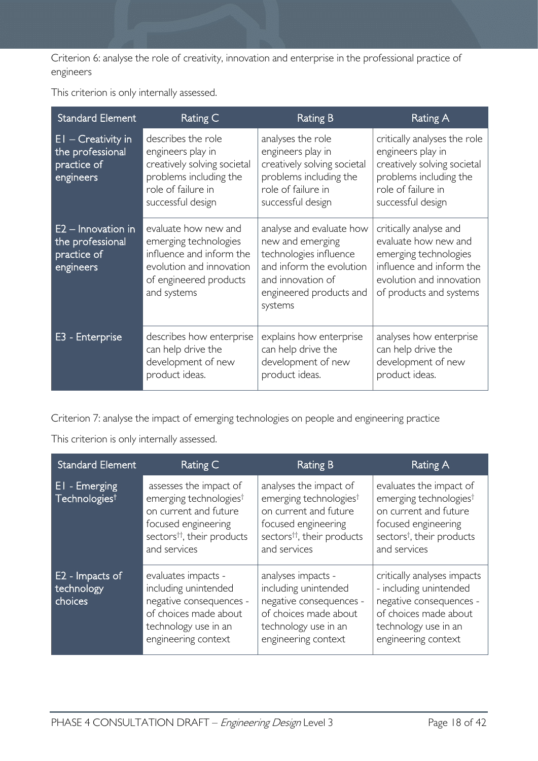Criterion 6: analyse the role of creativity, innovation and enterprise in the professional practice of engineers

This criterion is only internally assessed.

| Standard Element | Rating C | Rating B | Rating A |
| --- | --- | --- | --- |
| E1 – Creativity in the professional practice of engineers | describes the role engineers play in creatively solving societal problems including the role of failure in successful design | analyses the role engineers play in creatively solving societal problems including the role of failure in successful design | critically analyses the role engineers play in creatively solving societal problems including the role of failure in successful design |
| E2 – Innovation in the professional practice of engineers | evaluate how new and emerging technologies influence and inform the evolution and innovation of engineered products and systems | analyse and evaluate how new and emerging technologies influence and inform the evolution and innovation of engineered products and systems | critically analyse and evaluate how new and emerging technologies influence and inform the evolution and innovation of products and systems |
| E3 - Enterprise | describes how enterprise can help drive the development of new product ideas. | explains how enterprise can help drive the development of new product ideas. | analyses how enterprise can help drive the development of new product ideas. |

Criterion 7: analyse the impact of emerging technologies on people and engineering practice

This criterion is only internally assessed.

| Standard Element | Rating C | Rating B | Rating A |
| --- | --- | --- | --- |
| E1 - Emerging Technologies† | assesses the impact of emerging technologies† on current and future focused engineering sectors††, their products and services | analyses the impact of emerging technologies† on current and future focused engineering sectors††, their products and services | evaluates the impact of emerging technologies† on current and future focused engineering sectors†, their products and services |
| E2 - Impacts of technology choices | evaluates impacts - including unintended negative consequences - of choices made about technology use in an engineering context | analyses impacts - including unintended negative consequences - of choices made about technology use in an engineering context | critically analyses impacts - including unintended negative consequences - of choices made about technology use in an engineering context |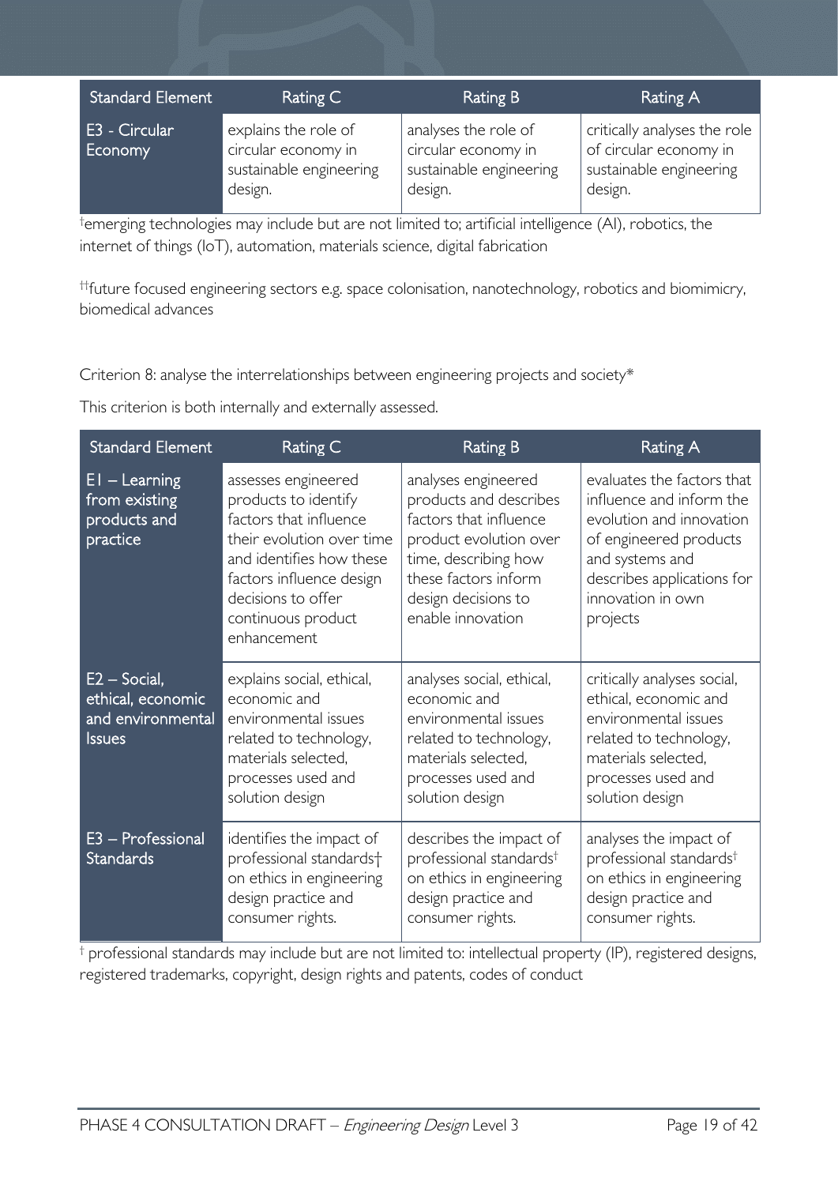| Standard Element | Rating C | Rating B | Rating A |
| --- | --- | --- | --- |
| E3 - Circular Economy | explains the role of circular economy in sustainable engineering design. | analyses the role of circular economy in sustainable engineering design. | critically analyses the role of circular economy in sustainable engineering design. |

†emerging technologies may include but are not limited to; artificial intelligence (AI), robotics, the internet of things (IoT), automation, materials science, digital fabrication

††future focused engineering sectors e.g. space colonisation, nanotechnology, robotics and biomimicry, biomedical advances

Criterion 8: analyse the interrelationships between engineering projects and society*

This criterion is both internally and externally assessed.

| Standard Element | Rating C | Rating B | Rating A |
| --- | --- | --- | --- |
| E1 – Learning from existing products and practice | assesses engineered products to identify factors that influence their evolution over time and identifies how these factors influence design decisions to offer continuous product enhancement | analyses engineered products and describes factors that influence product evolution over time, describing how these factors inform design decisions to enable innovation | evaluates the factors that influence and inform the evolution and innovation of engineered products and systems and describes applications for innovation in own projects |
| E2 – Social, ethical, economic and environmental Issues | explains social, ethical, economic and environmental issues related to technology, materials selected, processes used and solution design | analyses social, ethical, economic and environmental issues related to technology, materials selected, processes used and solution design | critically analyses social, ethical, economic and environmental issues related to technology, materials selected, processes used and solution design |
| E3 – Professional Standards | identifies the impact of professional standards† on ethics in engineering design practice and consumer rights. | describes the impact of professional standards† on ethics in engineering design practice and consumer rights. | analyses the impact of professional standards† on ethics in engineering design practice and consumer rights. |

† professional standards may include but are not limited to: intellectual property (IP), registered designs, registered trademarks, copyright, design rights and patents, codes of conduct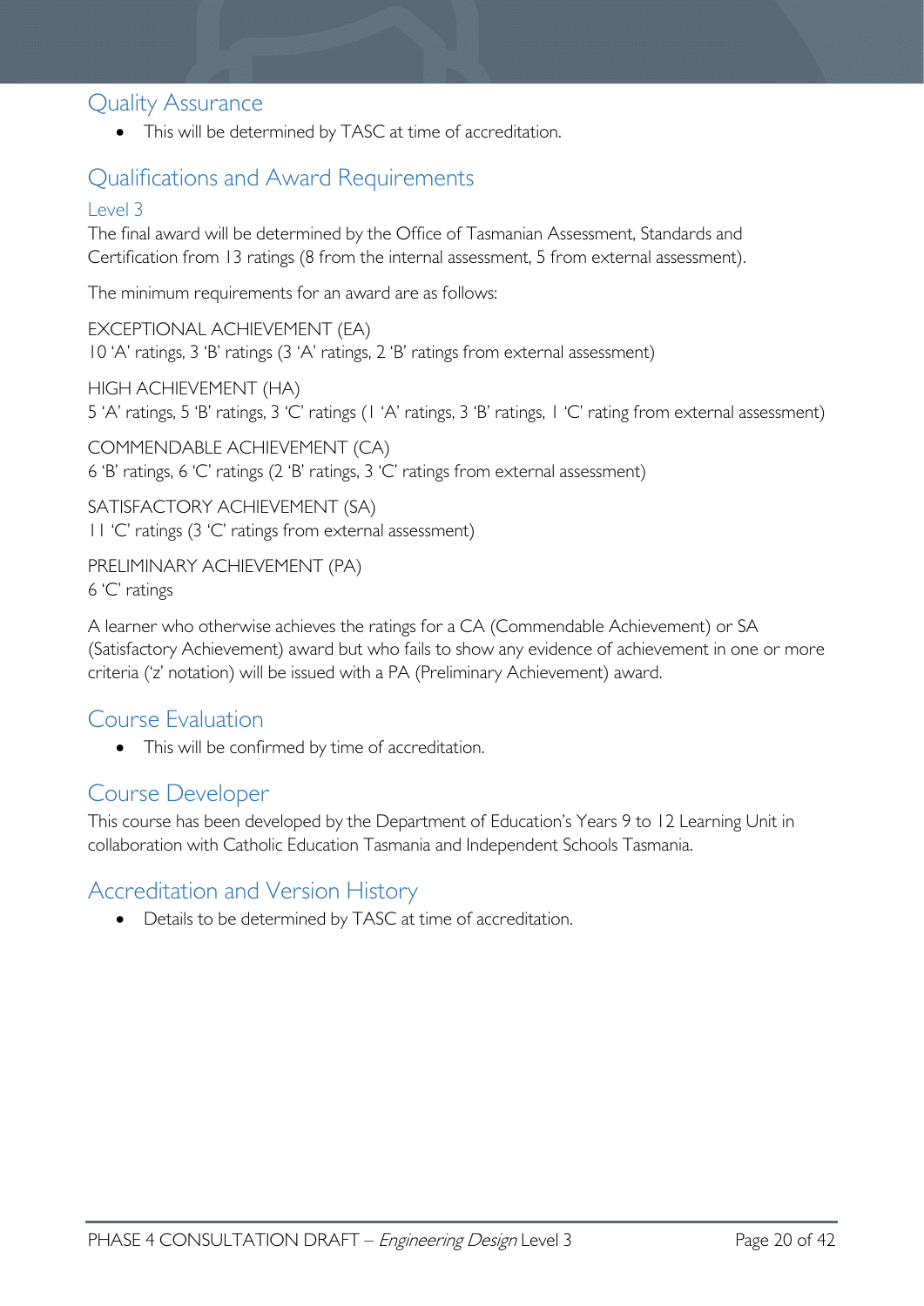## Quality Assurance

- This will be determined by TASC at time of accreditation.

## Qualifications and Award Requirements

### Level 3

The final award will be determined by the Office of Tasmanian Assessment, Standards and Certification from 13 ratings (8 from the internal assessment, 5 from external assessment).

The minimum requirements for an award are as follows:

EXCEPTIONAL ACHIEVEMENT (EA)
10 'A' ratings, 3 'B' ratings (3 'A' ratings, 2 'B' ratings from external assessment)

HIGH ACHIEVEMENT (HA)
5 'A' ratings, 5 'B' ratings, 3 'C' ratings (1 'A' ratings, 3 'B' ratings, 1 'C' rating from external assessment)

COMMENDABLE ACHIEVEMENT (CA)
6 'B' ratings, 6 'C' ratings (2 'B' ratings, 3 'C' ratings from external assessment)

SATISFACTORY ACHIEVEMENT (SA)
11 'C' ratings (3 'C' ratings from external assessment)

PRELIMINARY ACHIEVEMENT (PA)
6 'C' ratings

A learner who otherwise achieves the ratings for a CA (Commendable Achievement) or SA (Satisfactory Achievement) award but who fails to show any evidence of achievement in one or more criteria ('z' notation) will be issued with a PA (Preliminary Achievement) award.

## Course Evaluation

- This will be confirmed by time of accreditation.

## Course Developer

This course has been developed by the Department of Education's Years 9 to 12 Learning Unit in collaboration with Catholic Education Tasmania and Independent Schools Tasmania.

## Accreditation and Version History

- Details to be determined by TASC at time of accreditation.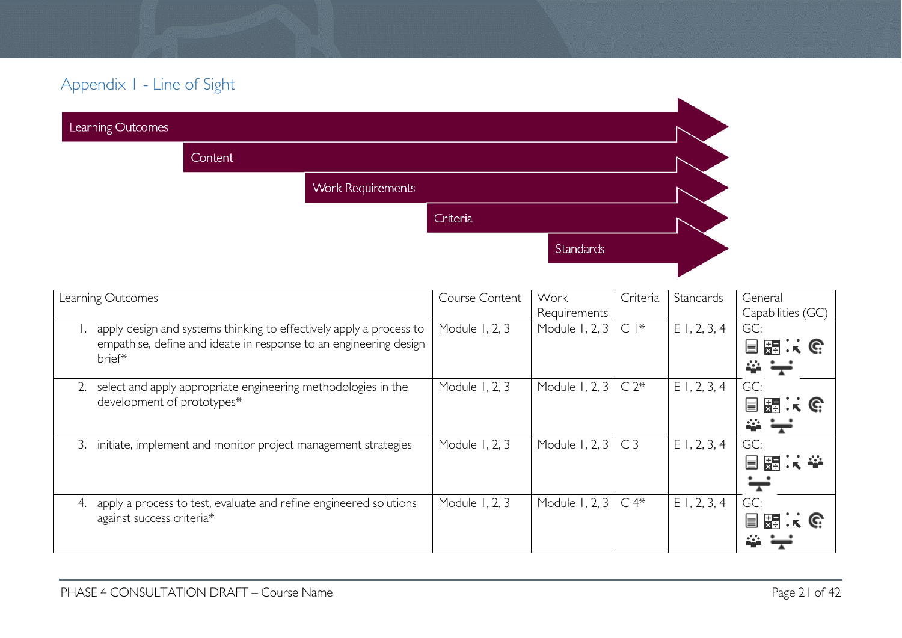## Appendix 1 - Line of Sight

Learning Outcomes

Content

Work Requirements

Criteria

Standards

| Learning Outcomes | Course Content | Work Requirements | Criteria | Standards | General Capabilities (GC) |
|---|---|---|---|---|---|
| 1. apply design and systems thinking to effectively apply a process to empathise, define and ideate in response to an engineering design brief* | Module 1, 2, 3 | Module 1, 2, 3 | C 1* | E 1, 2, 3, 4 | GC: |
| 2. select and apply appropriate engineering methodologies in the development of prototypes* | Module 1, 2, 3 | Module 1, 2, 3 | C 2* | E 1, 2, 3, 4 | GC: |
| 3. initiate, implement and monitor project management strategies | Module 1, 2, 3 | Module 1, 2, 3 | C 3 | E 1, 2, 3, 4 | GC: |
| 4. apply a process to test, evaluate and refine engineered solutions against success criteria* | Module 1, 2, 3 | Module 1, 2, 3 | C 4* | E 1, 2, 3, 4 | GC: |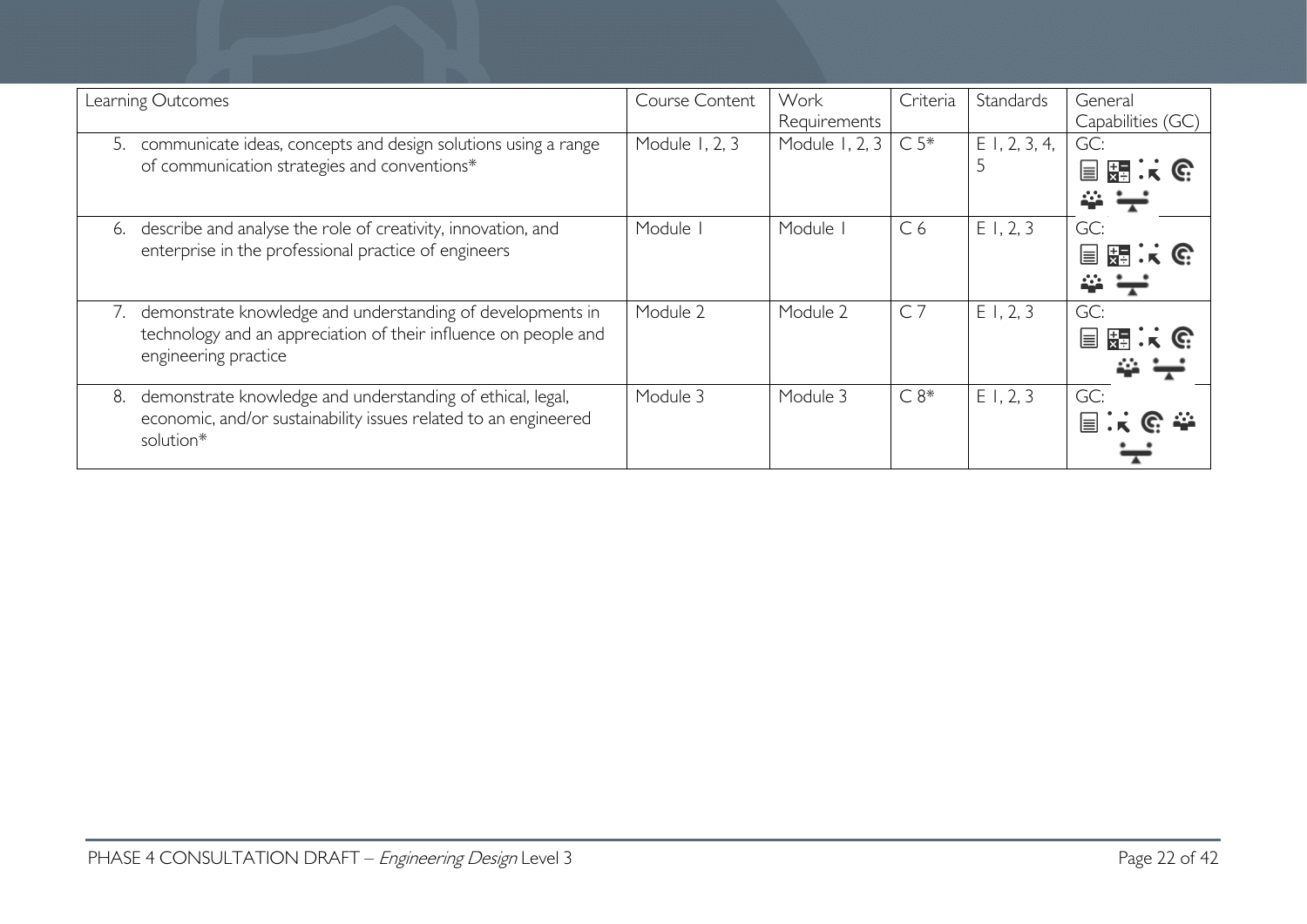| Learning Outcomes | Course Content | Work Requirements | Criteria | Standards | General Capabilities (GC) |
|---|---|---|---|---|---|
| 5. communicate ideas, concepts and design solutions using a range of communication strategies and conventions* | Module 1, 2, 3 | Module 1, 2, 3 | C 5* | E 1, 2, 3, 4, 5 | GC: |
| 6. describe and analyse the role of creativity, innovation, and enterprise in the professional practice of engineers | Module 1 | Module 1 | C 6 | E 1, 2, 3 | GC: |
| 7. demonstrate knowledge and understanding of developments in technology and an appreciation of their influence on people and engineering practice | Module 2 | Module 2 | C 7 | E 1, 2, 3 | GC: |
| 8. demonstrate knowledge and understanding of ethical, legal, economic, and/or sustainability issues related to an engineered solution* | Module 3 | Module 3 | C 8* | E 1, 2, 3 | GC: |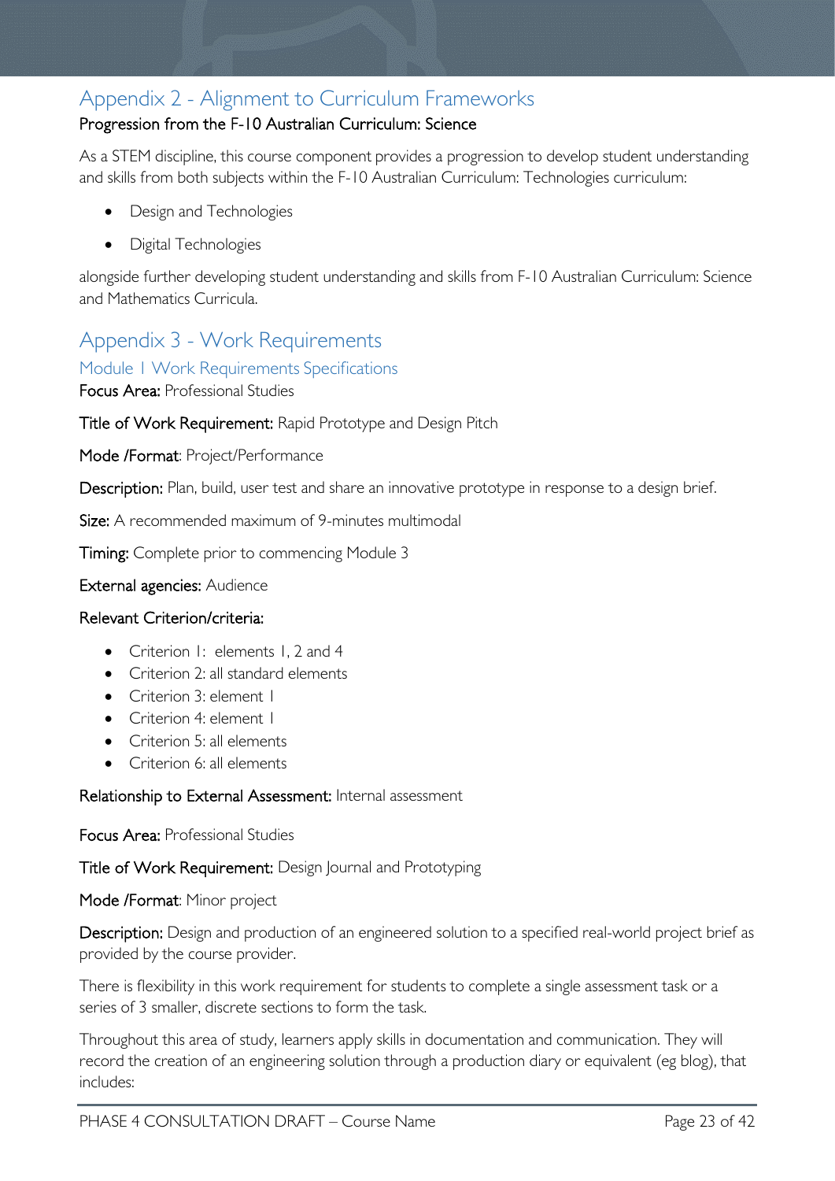## Appendix 2 - Alignment to Curriculum Frameworks

**Progression from the F-10 Australian Curriculum: Science**

As a STEM discipline, this course component provides a progression to develop student understanding and skills from both subjects within the F-10 Australian Curriculum: Technologies curriculum:

- Design and Technologies
- Digital Technologies

alongside further developing student understanding and skills from F-10 Australian Curriculum: Science and Mathematics Curricula.

## Appendix 3 - Work Requirements

### Module 1 Work Requirements Specifications

**Focus Area:** Professional Studies

**Title of Work Requirement:** Rapid Prototype and Design Pitch

**Mode /Format**: Project/Performance

**Description:** Plan, build, user test and share an innovative prototype in response to a design brief.

**Size:** A recommended maximum of 9-minutes multimodal

**Timing:** Complete prior to commencing Module 3

**External agencies:** Audience

**Relevant Criterion/criteria:**

- Criterion 1: elements 1, 2 and 4
- Criterion 2: all standard elements
- Criterion 3: element 1
- Criterion 4: element 1
- Criterion 5: all elements
- Criterion 6: all elements

**Relationship to External Assessment:** Internal assessment

**Focus Area:** Professional Studies

**Title of Work Requirement:** Design Journal and Prototyping

**Mode /Format**: Minor project

**Description:** Design and production of an engineered solution to a specified real-world project brief as provided by the course provider.

There is flexibility in this work requirement for students to complete a single assessment task or a series of 3 smaller, discrete sections to form the task.

Throughout this area of study, learners apply skills in documentation and communication. They will record the creation of an engineering solution through a production diary or equivalent (eg blog), that includes: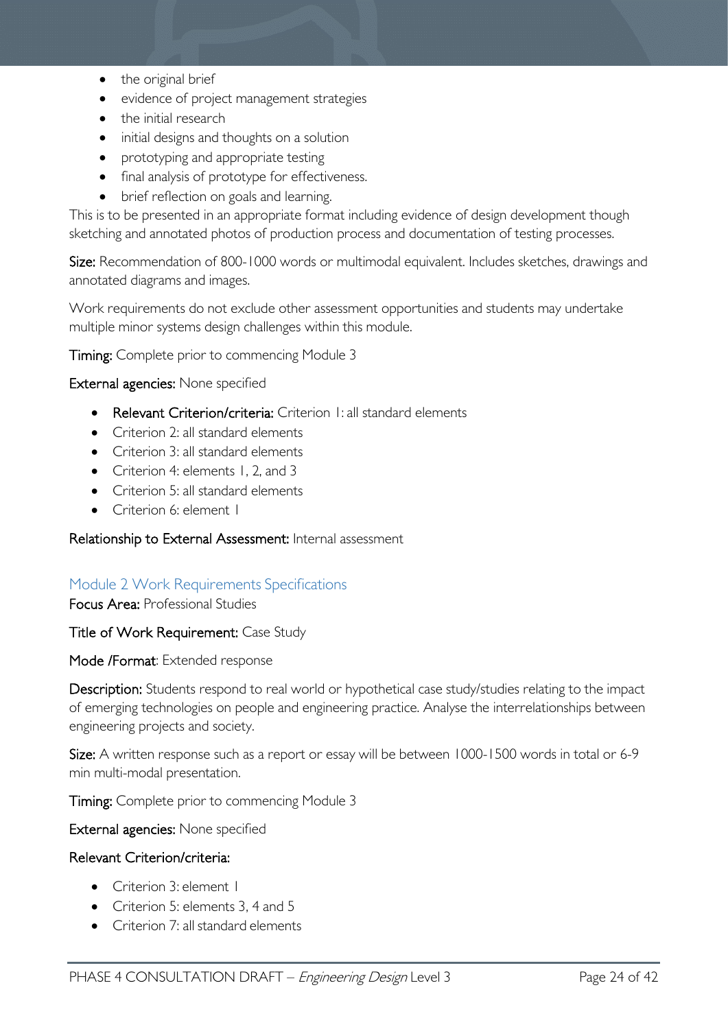- the original brief
- evidence of project management strategies
- the initial research
- initial designs and thoughts on a solution
- prototyping and appropriate testing
- final analysis of prototype for effectiveness.
- brief reflection on goals and learning.

This is to be presented in an appropriate format including evidence of design development though sketching and annotated photos of production process and documentation of testing processes.

**Size:** Recommendation of 800-1000 words or multimodal equivalent. Includes sketches, drawings and annotated diagrams and images.

Work requirements do not exclude other assessment opportunities and students may undertake multiple minor systems design challenges within this module.

**Timing:** Complete prior to commencing Module 3

**External agencies:** None specified

- **Relevant Criterion/criteria:** Criterion 1: all standard elements
- Criterion 2: all standard elements
- Criterion 3: all standard elements
- Criterion 4: elements 1, 2, and 3
- Criterion 5: all standard elements
- Criterion 6: element 1

**Relationship to External Assessment:** Internal assessment

## Module 2 Work Requirements Specifications

**Focus Area:** Professional Studies

**Title of Work Requirement:** Case Study

**Mode /Format**: Extended response

**Description:** Students respond to real world or hypothetical case study/studies relating to the impact of emerging technologies on people and engineering practice. Analyse the interrelationships between engineering projects and society.

**Size:** A written response such as a report or essay will be between 1000-1500 words in total or 6-9 min multi-modal presentation.

**Timing:** Complete prior to commencing Module 3

**External agencies:** None specified

**Relevant Criterion/criteria:**

- Criterion 3: element 1
- Criterion 5: elements 3, 4 and 5
- Criterion 7: all standard elements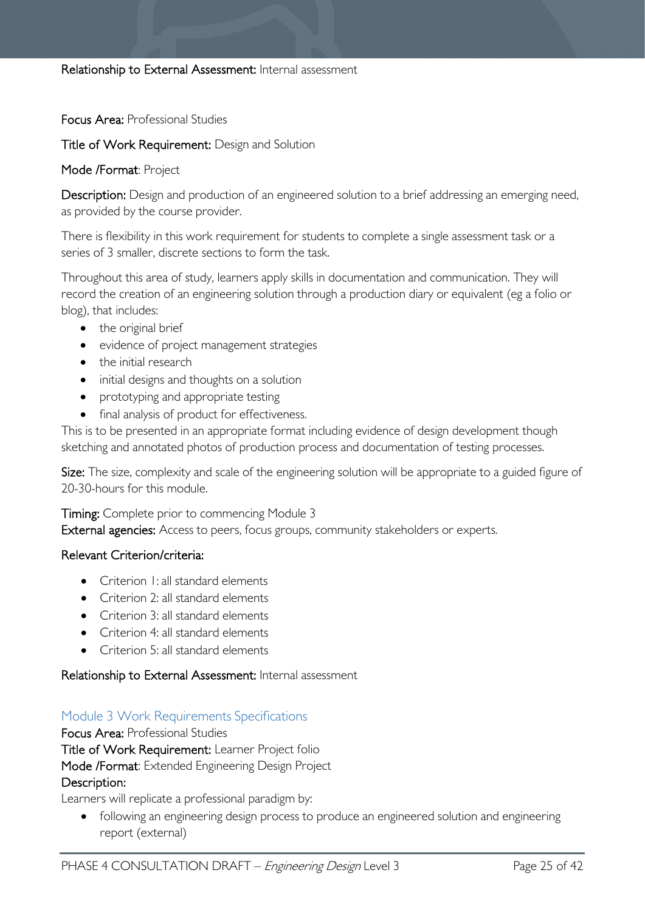**Relationship to External Assessment:** Internal assessment

**Focus Area:** Professional Studies

**Title of Work Requirement:** Design and Solution

**Mode /Format**: Project

**Description:** Design and production of an engineered solution to a brief addressing an emerging need, as provided by the course provider.

There is flexibility in this work requirement for students to complete a single assessment task or a series of 3 smaller, discrete sections to form the task.

Throughout this area of study, learners apply skills in documentation and communication. They will record the creation of an engineering solution through a production diary or equivalent (eg a folio or blog), that includes:

- the original brief
- evidence of project management strategies
- the initial research
- initial designs and thoughts on a solution
- prototyping and appropriate testing
- final analysis of product for effectiveness.

This is to be presented in an appropriate format including evidence of design development though sketching and annotated photos of production process and documentation of testing processes.

**Size:** The size, complexity and scale of the engineering solution will be appropriate to a guided figure of 20-30-hours for this module.

**Timing:** Complete prior to commencing Module 3

**External agencies:** Access to peers, focus groups, community stakeholders or experts.

**Relevant Criterion/criteria:**

- Criterion 1: all standard elements
- Criterion 2: all standard elements
- Criterion 3: all standard elements
- Criterion 4: all standard elements
- Criterion 5: all standard elements

**Relationship to External Assessment:** Internal assessment

## Module 3 Work Requirements Specifications

**Focus Area:** Professional Studies

**Title of Work Requirement:** Learner Project folio

**Mode /Format**: Extended Engineering Design Project

**Description:**

Learners will replicate a professional paradigm by:

- following an engineering design process to produce an engineered solution and engineering report (external)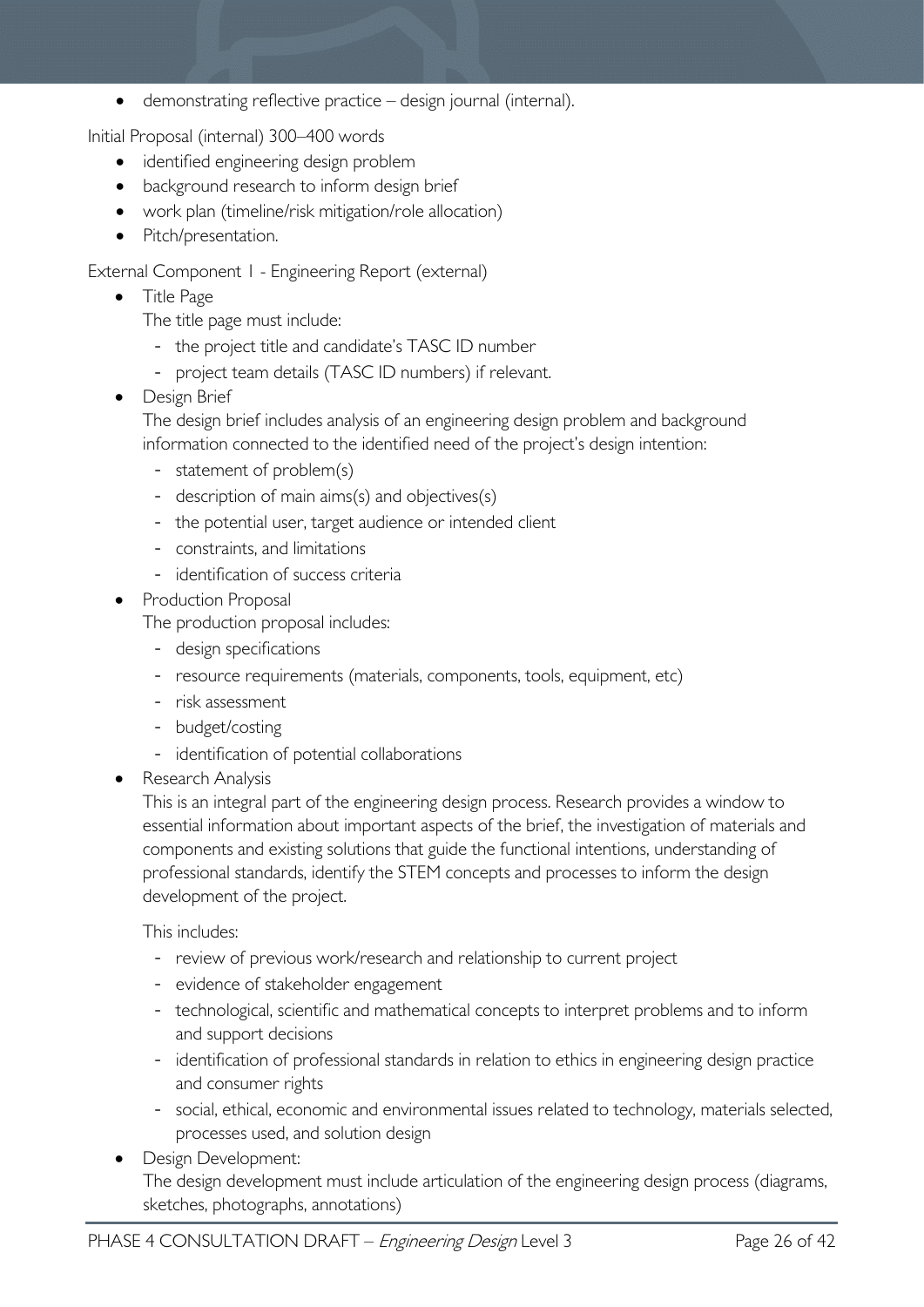- demonstrating reflective practice – design journal (internal).

Initial Proposal (internal) 300–400 words

- identified engineering design problem
- background research to inform design brief
- work plan (timeline/risk mitigation/role allocation)
- Pitch/presentation.

External Component 1 - Engineering Report (external)

- Title Page

  The title page must include:

  - the project title and candidate's TASC ID number
  - project team details (TASC ID numbers) if relevant.
- Design Brief

  The design brief includes analysis of an engineering design problem and background information connected to the identified need of the project's design intention:

  - statement of problem(s)
  - description of main aims(s) and objectives(s)
  - the potential user, target audience or intended client
  - constraints, and limitations
  - identification of success criteria
- Production Proposal

  The production proposal includes:

  - design specifications
  - resource requirements (materials, components, tools, equipment, etc)
  - risk assessment
  - budget/costing
  - identification of potential collaborations
- Research Analysis

  This is an integral part of the engineering design process. Research provides a window to essential information about important aspects of the brief, the investigation of materials and components and existing solutions that guide the functional intentions, understanding of professional standards, identify the STEM concepts and processes to inform the design development of the project.

  This includes:

  - review of previous work/research and relationship to current project
  - evidence of stakeholder engagement
  - technological, scientific and mathematical concepts to interpret problems and to inform and support decisions
  - identification of professional standards in relation to ethics in engineering design practice and consumer rights
  - social, ethical, economic and environmental issues related to technology, materials selected, processes used, and solution design
- Design Development:

  The design development must include articulation of the engineering design process (diagrams, sketches, photographs, annotations)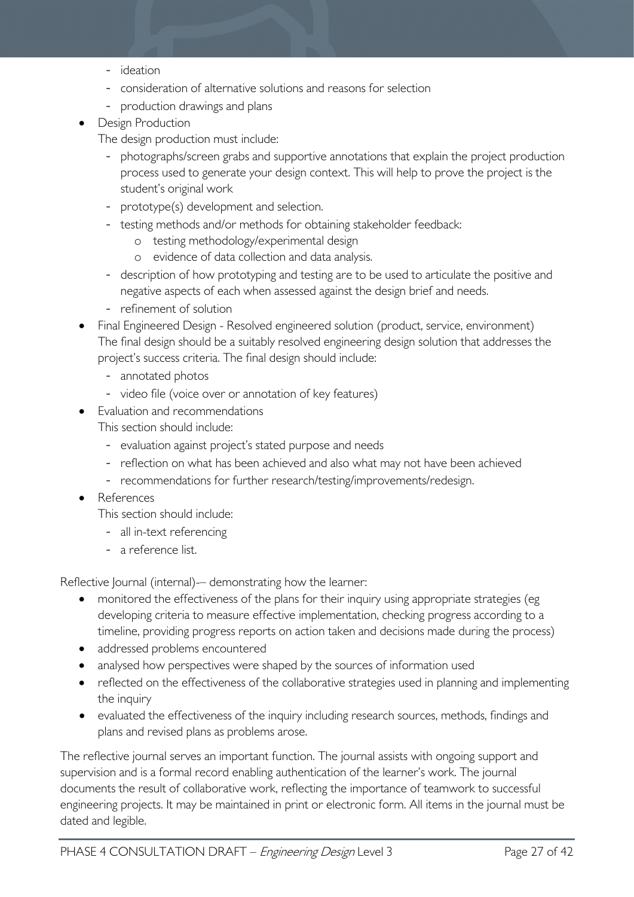- ideation
  - consideration of alternative solutions and reasons for selection
  - production drawings and plans
- Design Production

  The design production must include:
  - photographs/screen grabs and supportive annotations that explain the project production process used to generate your design context. This will help to prove the project is the student's original work
  - prototype(s) development and selection.
  - testing methods and/or methods for obtaining stakeholder feedback:
    - testing methodology/experimental design
    - evidence of data collection and data analysis.
  - description of how prototyping and testing are to be used to articulate the positive and negative aspects of each when assessed against the design brief and needs.
  - refinement of solution
- Final Engineered Design - Resolved engineered solution (product, service, environment)

  The final design should be a suitably resolved engineering design solution that addresses the project's success criteria. The final design should include:
  - annotated photos
  - video file (voice over or annotation of key features)
- Evaluation and recommendations

  This section should include:
  - evaluation against project's stated purpose and needs
  - reflection on what has been achieved and also what may not have been achieved
  - recommendations for further research/testing/improvements/redesign.
- References

  This section should include:
  - all in-text referencing
  - a reference list.

Reflective Journal (internal)— demonstrating how the learner:

- monitored the effectiveness of the plans for their inquiry using appropriate strategies (eg developing criteria to measure effective implementation, checking progress according to a timeline, providing progress reports on action taken and decisions made during the process)
- addressed problems encountered
- analysed how perspectives were shaped by the sources of information used
- reflected on the effectiveness of the collaborative strategies used in planning and implementing the inquiry
- evaluated the effectiveness of the inquiry including research sources, methods, findings and plans and revised plans as problems arose.

The reflective journal serves an important function. The journal assists with ongoing support and supervision and is a formal record enabling authentication of the learner's work. The journal documents the result of collaborative work, reflecting the importance of teamwork to successful engineering projects. It may be maintained in print or electronic form. All items in the journal must be dated and legible.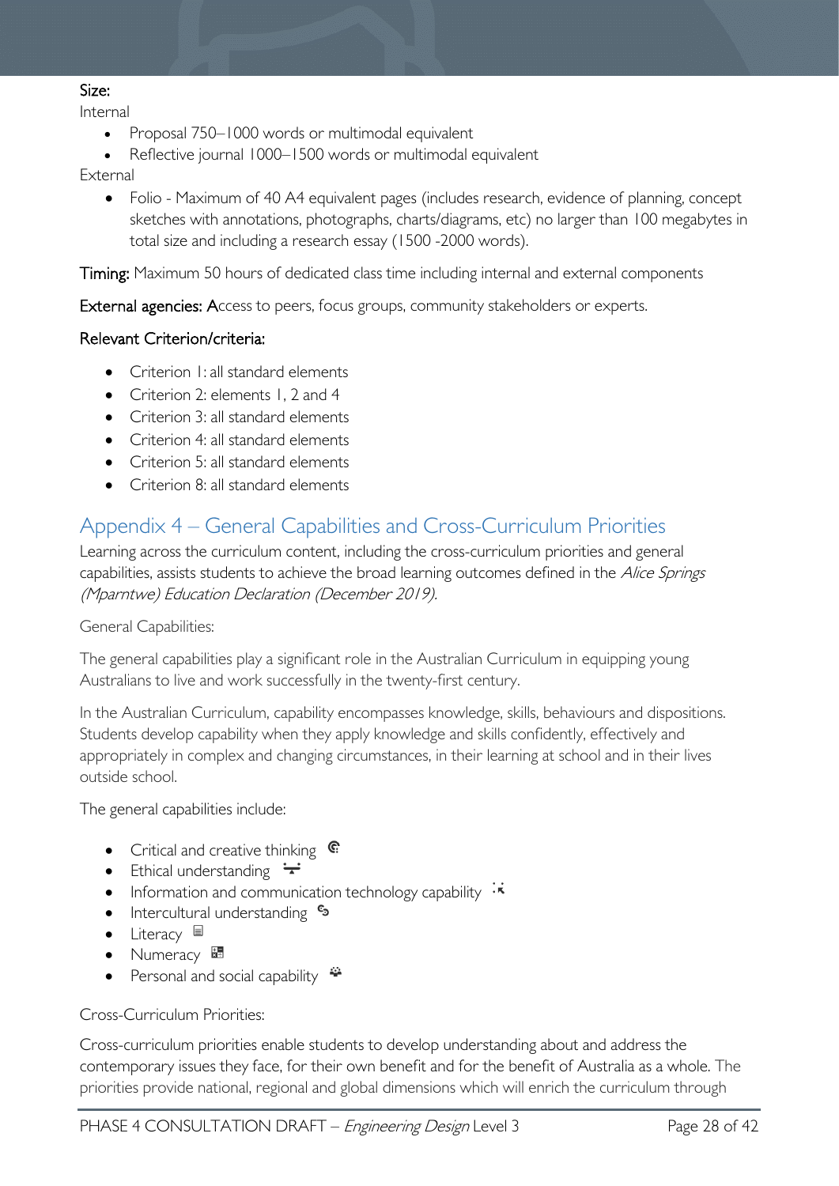**Size:**

Internal

- Proposal 750–1000 words or multimodal equivalent
- Reflective journal 1000–1500 words or multimodal equivalent

External

- Folio - Maximum of 40 A4 equivalent pages (includes research, evidence of planning, concept sketches with annotations, photographs, charts/diagrams, etc) no larger than 100 megabytes in total size and including a research essay (1500 -2000 words).

**Timing:** Maximum 50 hours of dedicated class time including internal and external components

**External agencies:** Access to peers, focus groups, community stakeholders or experts.

**Relevant Criterion/criteria:**

- Criterion 1: all standard elements
- Criterion 2: elements 1, 2 and 4
- Criterion 3: all standard elements
- Criterion 4: all standard elements
- Criterion 5: all standard elements
- Criterion 8: all standard elements

## Appendix 4 – General Capabilities and Cross-Curriculum Priorities

Learning across the curriculum content, including the cross-curriculum priorities and general capabilities, assists students to achieve the broad learning outcomes defined in the *Alice Springs (Mparntwe) Education Declaration (December 2019).*

General Capabilities:

The general capabilities play a significant role in the Australian Curriculum in equipping young Australians to live and work successfully in the twenty-first century.

In the Australian Curriculum, capability encompasses knowledge, skills, behaviours and dispositions. Students develop capability when they apply knowledge and skills confidently, effectively and appropriately in complex and changing circumstances, in their learning at school and in their lives outside school.

The general capabilities include:

- Critical and creative thinking
- Ethical understanding
- Information and communication technology capability
- Intercultural understanding
- Literacy
- Numeracy
- Personal and social capability

Cross-Curriculum Priorities:

Cross-curriculum priorities enable students to develop understanding about and address the contemporary issues they face, for their own benefit and for the benefit of Australia as a whole. The priorities provide national, regional and global dimensions which will enrich the curriculum through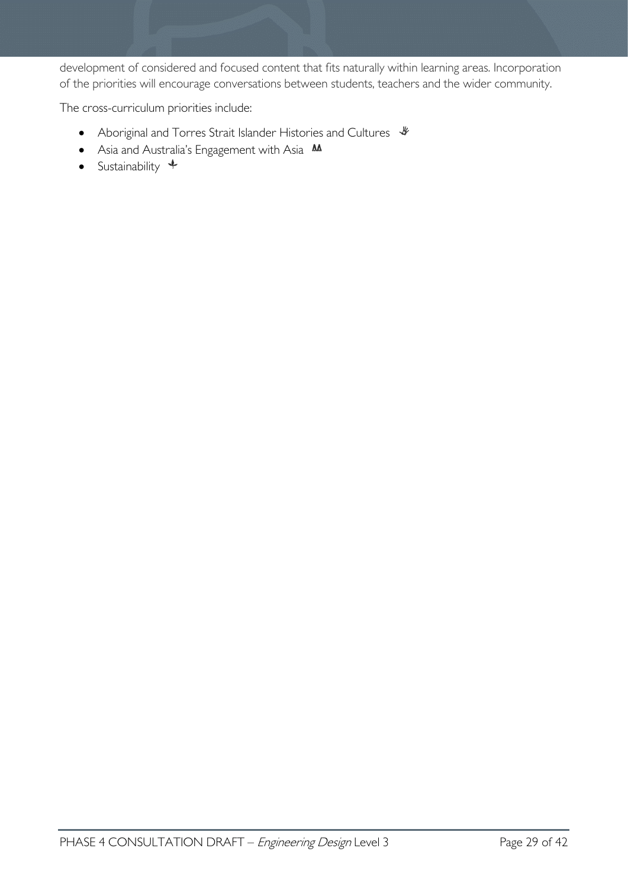development of considered and focused content that fits naturally within learning areas. Incorporation of the priorities will encourage conversations between students, teachers and the wider community.

The cross-curriculum priorities include:

- Aboriginal and Torres Strait Islander Histories and Cultures
- Asia and Australia's Engagement with Asia
- Sustainability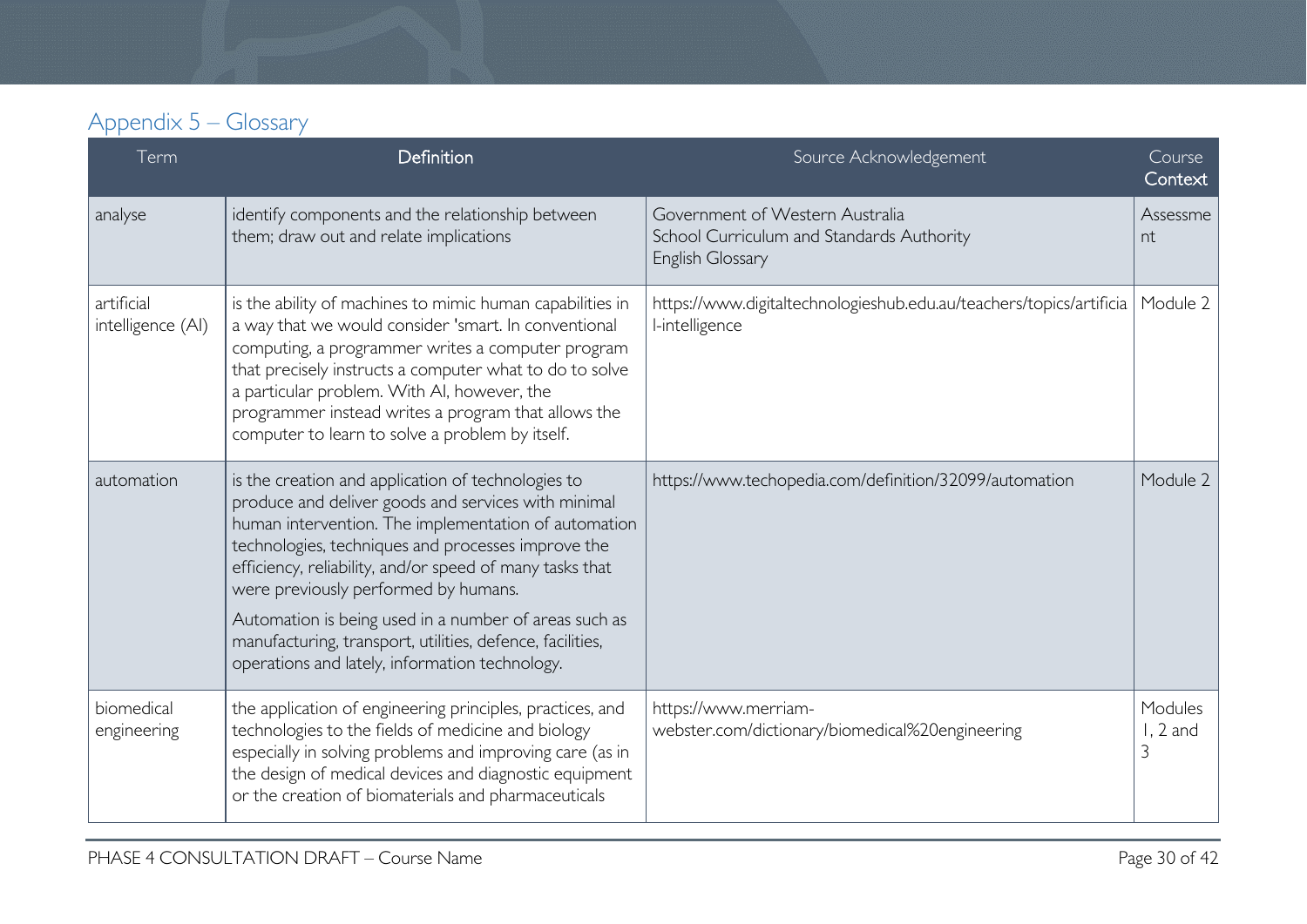## Appendix 5 – Glossary

| Term | Definition | Source Acknowledgement | Course Context |
|---|---|---|---|
| analyse | identify components and the relationship between them; draw out and relate implications | Government of Western Australia<br>School Curriculum and Standards Authority<br>English Glossary | Assessment |
| artificial intelligence (AI) | is the ability of machines to mimic human capabilities in a way that we would consider 'smart. In conventional computing, a programmer writes a computer program that precisely instructs a computer what to do to solve a particular problem. With AI, however, the programmer instead writes a program that allows the computer to learn to solve a problem by itself. | https://www.digitaltechnologieshub.edu.au/teachers/topics/artificial-intelligence | Module 2 |
| automation | is the creation and application of technologies to produce and deliver goods and services with minimal human intervention. The implementation of automation technologies, techniques and processes improve the efficiency, reliability, and/or speed of many tasks that were previously performed by humans.<br>Automation is being used in a number of areas such as manufacturing, transport, utilities, defence, facilities, operations and lately, information technology. | https://www.techopedia.com/definition/32099/automation | Module 2 |
| biomedical engineering | the application of engineering principles, practices, and technologies to the fields of medicine and biology especially in solving problems and improving care (as in the design of medical devices and diagnostic equipment or the creation of biomaterials and pharmaceuticals | https://www.merriam-webster.com/dictionary/biomedical%20engineering | Modules 1, 2 and 3 |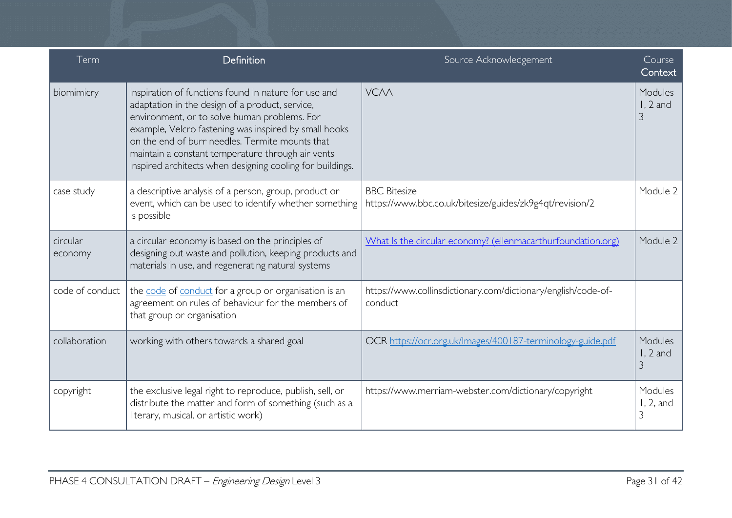| Term | Definition | Source Acknowledgement | Course Context |
|---|---|---|---|
| biomimicry | inspiration of functions found in nature for use and adaptation in the design of a product, service, environment, or to solve human problems. For example, Velcro fastening was inspired by small hooks on the end of burr needles. Termite mounts that maintain a constant temperature through air vents inspired architects when designing cooling for buildings. | VCAA | Modules 1, 2 and 3 |
| case study | a descriptive analysis of a person, group, product or event, which can be used to identify whether something is possible | BBC Bitesize https://www.bbc.co.uk/bitesize/guides/zk9g4qt/revision/2 | Module 2 |
| circular economy | a circular economy is based on the principles of designing out waste and pollution, keeping products and materials in use, and regenerating natural systems | What Is the circular economy? (ellenmacarthurfoundation.org) | Module 2 |
| code of conduct | the code of conduct for a group or organisation is an agreement on rules of behaviour for the members of that group or organisation | https://www.collinsdictionary.com/dictionary/english/code-of-conduct | |
| collaboration | working with others towards a shared goal | OCR https://ocr.org.uk/Images/400187-terminology-guide.pdf | Modules 1, 2 and 3 |
| copyright | the exclusive legal right to reproduce, publish, sell, or distribute the matter and form of something (such as a literary, musical, or artistic work) | https://www.merriam-webster.com/dictionary/copyright | Modules 1, 2, and 3 |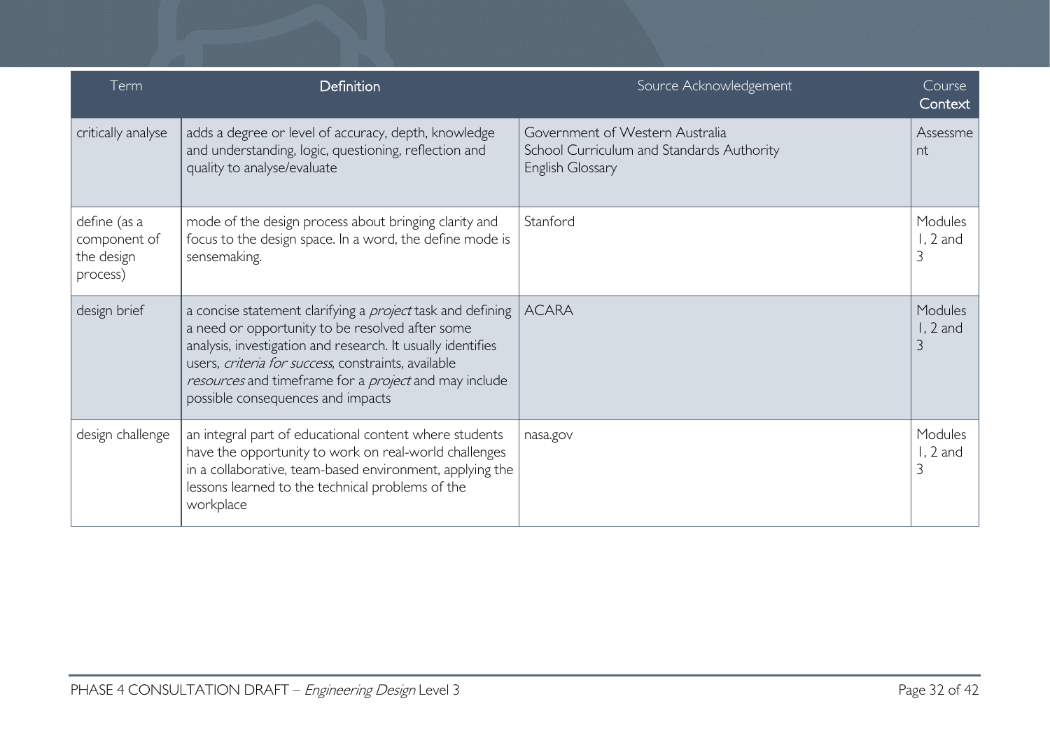| Term | Definition | Source Acknowledgement | Course Context |
|---|---|---|---|
| critically analyse | adds a degree or level of accuracy, depth, knowledge and understanding, logic, questioning, reflection and quality to analyse/evaluate | Government of Western Australia School Curriculum and Standards Authority English Glossary | Assessment |
| define (as a component of the design process) | mode of the design process about bringing clarity and focus to the design space. In a word, the define mode is sensemaking. | Stanford | Modules 1, 2 and 3 |
| design brief | a concise statement clarifying a *project* task and defining a need or opportunity to be resolved after some analysis, investigation and research. It usually identifies users, *criteria for success*, constraints, available *resources* and timeframe for a *project* and may include possible consequences and impacts | ACARA | Modules 1, 2 and 3 |
| design challenge | an integral part of educational content where students have the opportunity to work on real-world challenges in a collaborative, team-based environment, applying the lessons learned to the technical problems of the workplace | nasa.gov | Modules 1, 2 and 3 |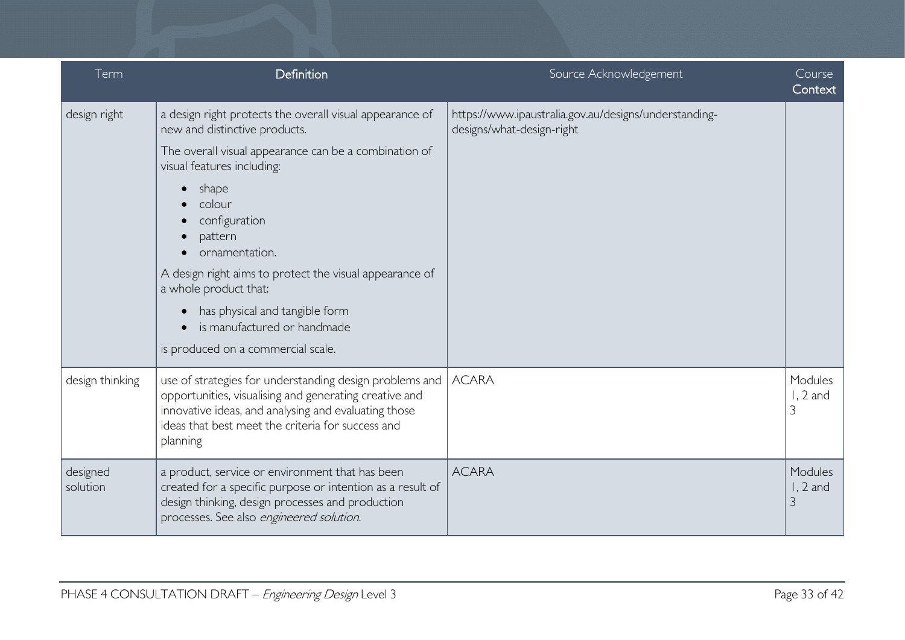| Term | Definition | Source Acknowledgement | Course Context |
|---|---|---|---|
| design right | a design right protects the overall visual appearance of new and distinctive products.<br>The overall visual appearance can be a combination of visual features including:<br>• shape<br>• colour<br>• configuration<br>• pattern<br>• ornamentation.<br>A design right aims to protect the visual appearance of a whole product that:<br>• has physical and tangible form<br>• is manufactured or handmade<br>is produced on a commercial scale. | https://www.ipaustralia.gov.au/designs/understanding-designs/what-design-right | |
| design thinking | use of strategies for understanding design problems and opportunities, visualising and generating creative and innovative ideas, and analysing and evaluating those ideas that best meet the criteria for success and planning | ACARA | Modules 1, 2 and 3 |
| designed solution | a product, service or environment that has been created for a specific purpose or intention as a result of design thinking, design processes and production processes. See also *engineered solution.* | ACARA | Modules 1, 2 and 3 |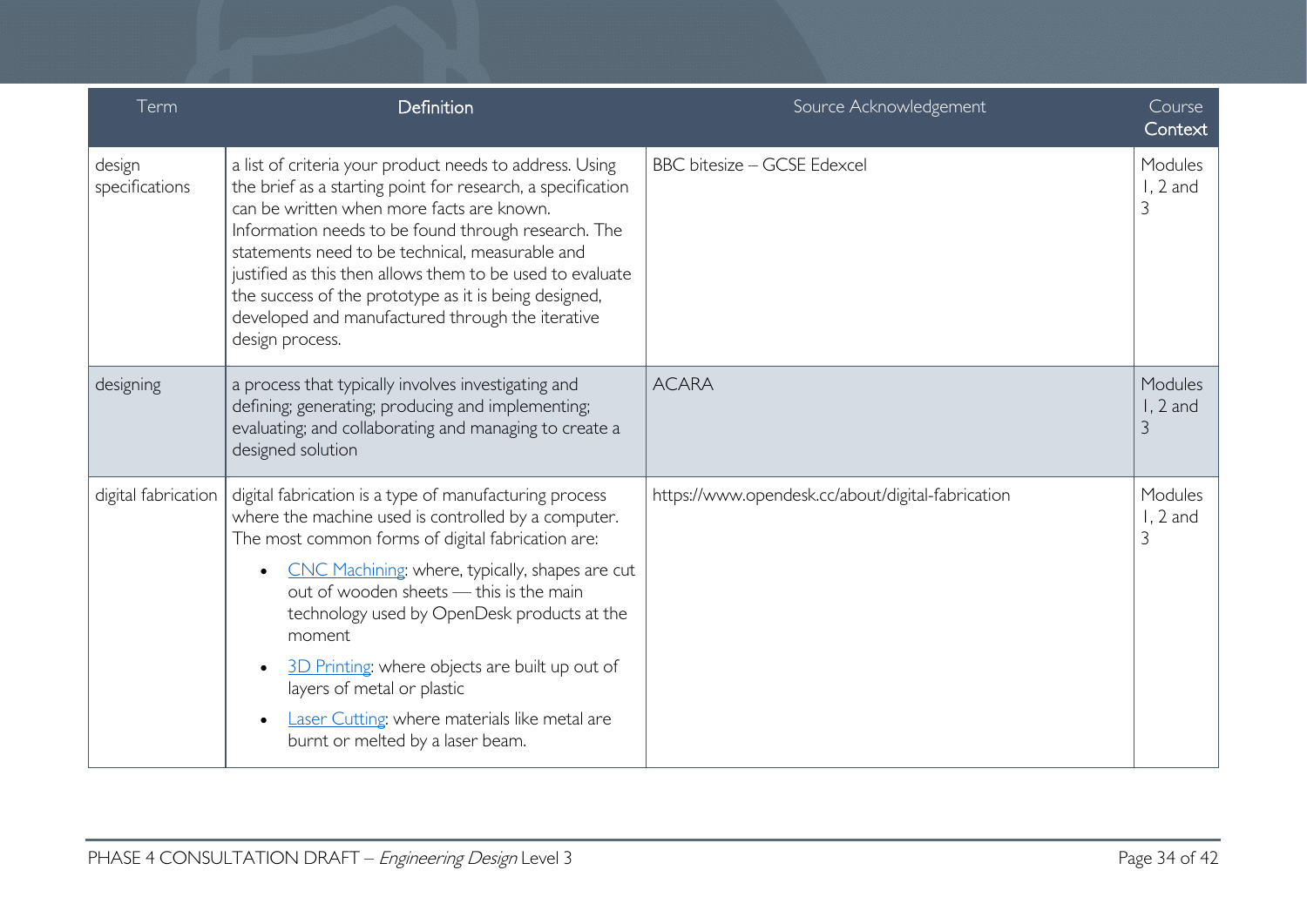| Term | Definition | Source Acknowledgement | Course Context |
|---|---|---|---|
| design specifications | a list of criteria your product needs to address. Using the brief as a starting point for research, a specification can be written when more facts are known. Information needs to be found through research. The statements need to be technical, measurable and justified as this then allows them to be used to evaluate the success of the prototype as it is being designed, developed and manufactured through the iterative design process. | BBC bitesize – GCSE Edexcel | Modules 1, 2 and 3 |
| designing | a process that typically involves investigating and defining; generating; producing and implementing; evaluating; and collaborating and managing to create a designed solution | ACARA | Modules 1, 2 and 3 |
| digital fabrication | digital fabrication is a type of manufacturing process where the machine used is controlled by a computer. The most common forms of digital fabrication are: <br>• CNC Machining: where, typically, shapes are cut out of wooden sheets — this is the main technology used by OpenDesk products at the moment <br>• 3D Printing: where objects are built up out of layers of metal or plastic <br>• Laser Cutting: where materials like metal are burnt or melted by a laser beam. | https://www.opendesk.cc/about/digital-fabrication | Modules 1, 2 and 3 |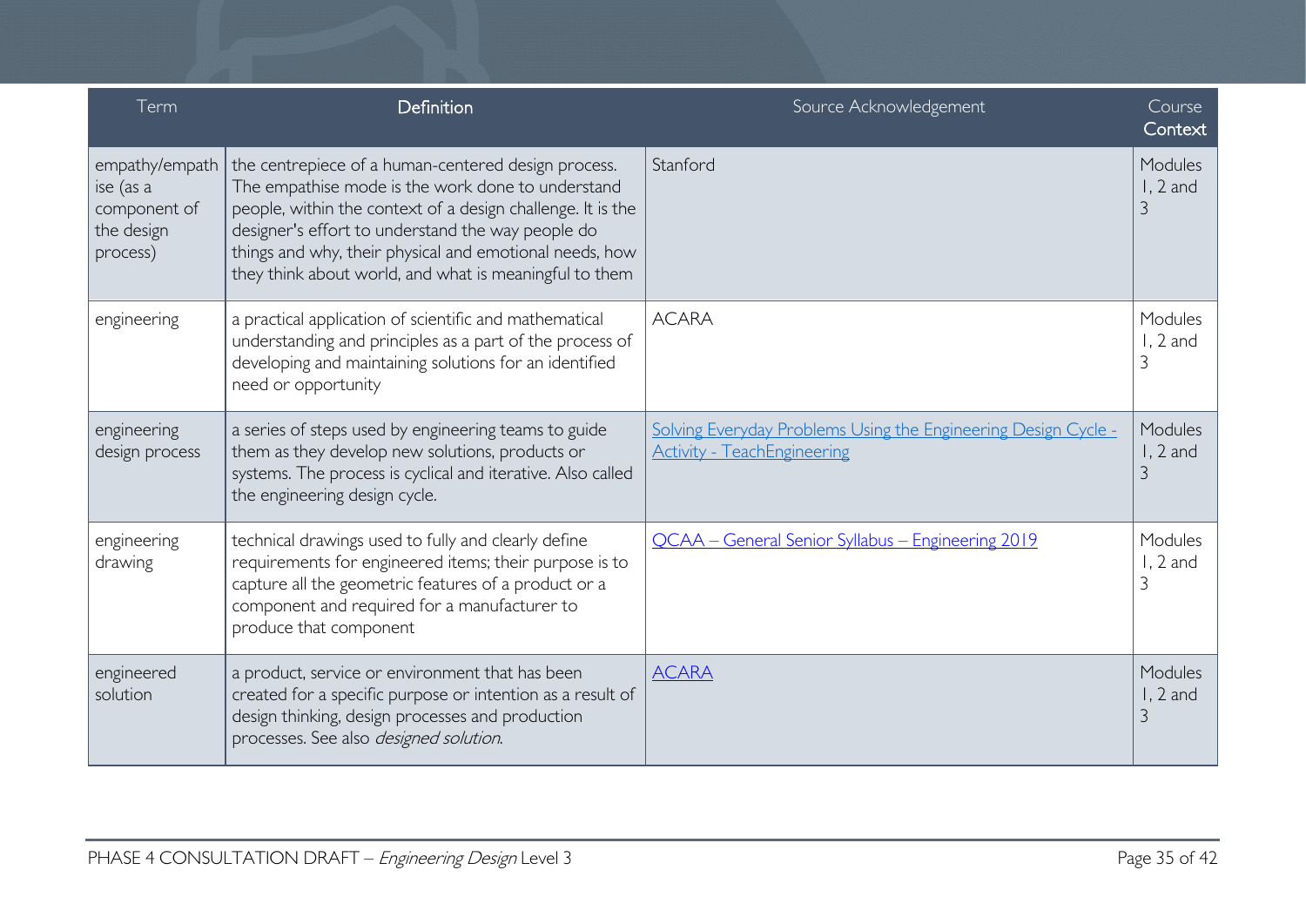| Term | Definition | Source Acknowledgement | Course Context |
| --- | --- | --- | --- |
| empathy/empathise (as a component of the design process) | the centrepiece of a human-centered design process. The empathise mode is the work done to understand people, within the context of a design challenge. It is the designer's effort to understand the way people do things and why, their physical and emotional needs, how they think about world, and what is meaningful to them | Stanford | Modules 1, 2 and 3 |
| engineering | a practical application of scientific and mathematical understanding and principles as a part of the process of developing and maintaining solutions for an identified need or opportunity | ACARA | Modules 1, 2 and 3 |
| engineering design process | a series of steps used by engineering teams to guide them as they develop new solutions, products or systems. The process is cyclical and iterative. Also called the engineering design cycle. | Solving Everyday Problems Using the Engineering Design Cycle - Activity - TeachEngineering | Modules 1, 2 and 3 |
| engineering drawing | technical drawings used to fully and clearly define requirements for engineered items; their purpose is to capture all the geometric features of a product or a component and required for a manufacturer to produce that component | QCAA – General Senior Syllabus – Engineering 2019 | Modules 1, 2 and 3 |
| engineered solution | a product, service or environment that has been created for a specific purpose or intention as a result of design thinking, design processes and production processes. See also *designed solution*. | ACARA | Modules 1, 2 and 3 |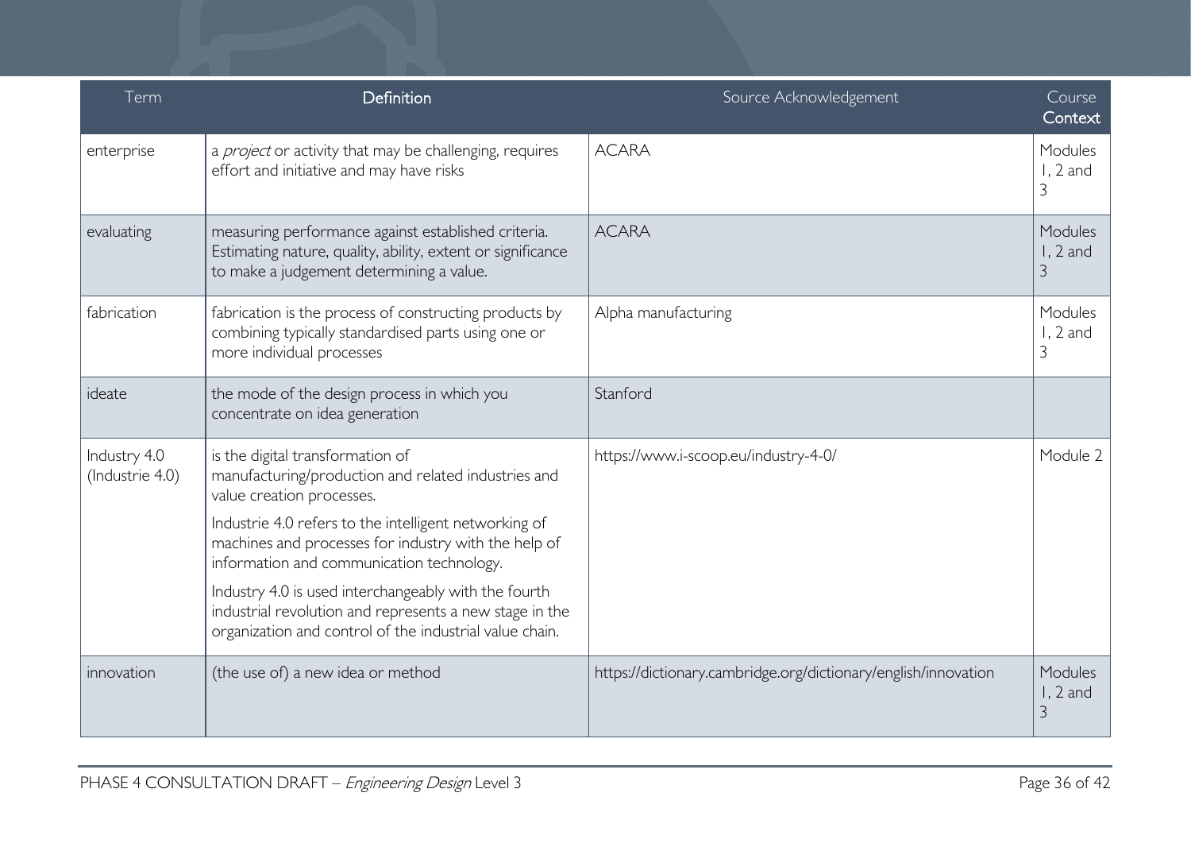| Term | Definition | Source Acknowledgement | Course Context |
|---|---|---|---|
| enterprise | a *project* or activity that may be challenging, requires effort and initiative and may have risks | ACARA | Modules 1, 2 and 3 |
| evaluating | measuring performance against established criteria. Estimating nature, quality, ability, extent or significance to make a judgement determining a value. | ACARA | Modules 1, 2 and 3 |
| fabrication | fabrication is the process of constructing products by combining typically standardised parts using one or more individual processes | Alpha manufacturing | Modules 1, 2 and 3 |
| ideate | the mode of the design process in which you concentrate on idea generation | Stanford | |
| Industry 4.0 (Industrie 4.0) | is the digital transformation of manufacturing/production and related industries and value creation processes.<br><br>Industrie 4.0 refers to the intelligent networking of machines and processes for industry with the help of information and communication technology.<br><br>Industry 4.0 is used interchangeably with the fourth industrial revolution and represents a new stage in the organization and control of the industrial value chain. | https://www.i-scoop.eu/industry-4-0/ | Module 2 |
| innovation | (the use of) a new idea or method | https://dictionary.cambridge.org/dictionary/english/innovation | Modules 1, 2 and 3 |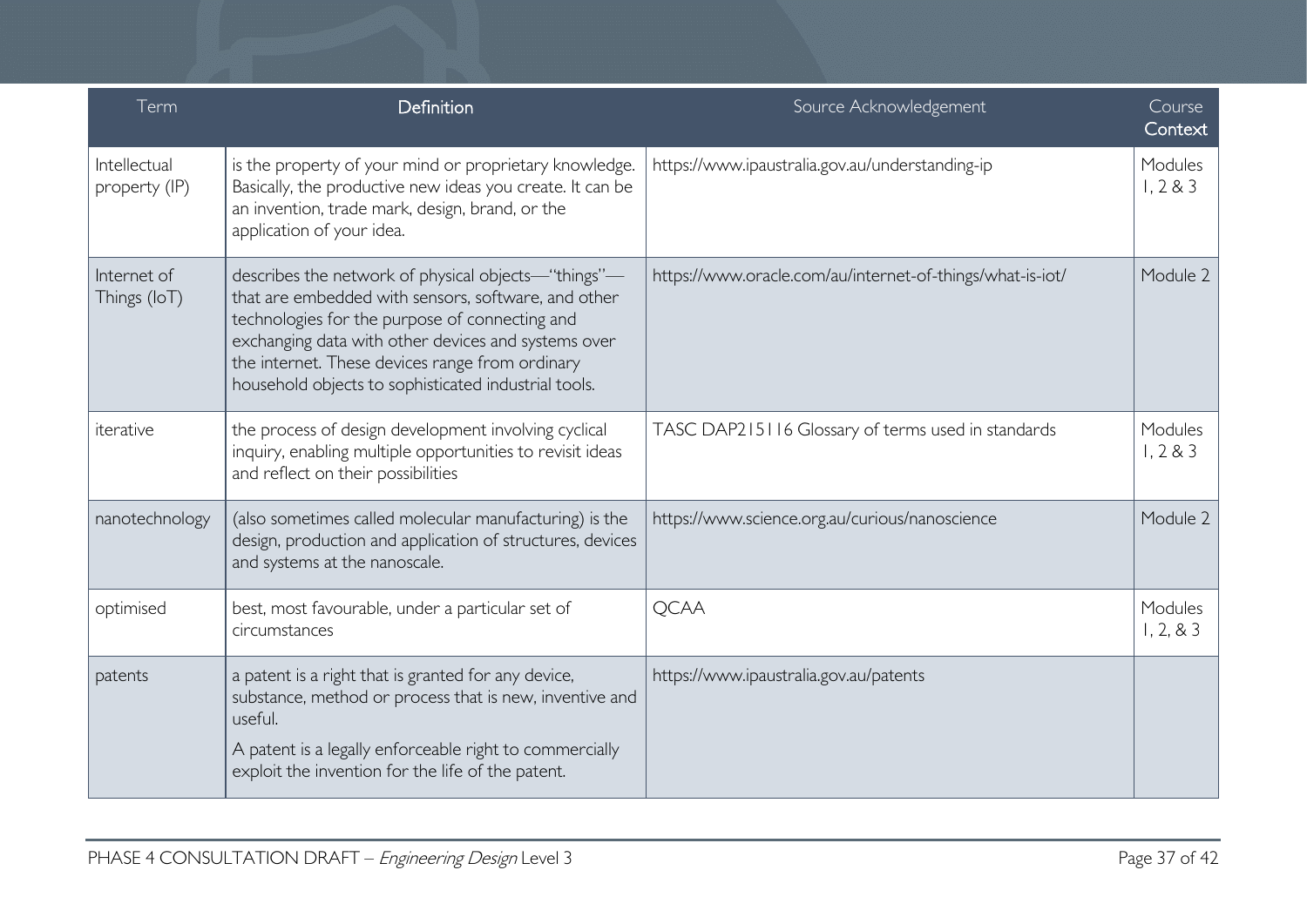| Term | Definition | Source Acknowledgement | Course Context |
| --- | --- | --- | --- |
| Intellectual property (IP) | is the property of your mind or proprietary knowledge. Basically, the productive new ideas you create. It can be an invention, trade mark, design, brand, or the application of your idea. | https://www.ipaustralia.gov.au/understanding-ip | Modules 1, 2 & 3 |
| Internet of Things (IoT) | describes the network of physical objects—"things"—that are embedded with sensors, software, and other technologies for the purpose of connecting and exchanging data with other devices and systems over the internet. These devices range from ordinary household objects to sophisticated industrial tools. | https://www.oracle.com/au/internet-of-things/what-is-iot/ | Module 2 |
| iterative | the process of design development involving cyclical inquiry, enabling multiple opportunities to revisit ideas and reflect on their possibilities | TASC DAP215116 Glossary of terms used in standards | Modules 1, 2 & 3 |
| nanotechnology | (also sometimes called molecular manufacturing) is the design, production and application of structures, devices and systems at the nanoscale. | https://www.science.org.au/curious/nanoscience | Module 2 |
| optimised | best, most favourable, under a particular set of circumstances | QCAA | Modules 1, 2, & 3 |
| patents | a patent is a right that is granted for any device, substance, method or process that is new, inventive and useful.<br><br>A patent is a legally enforceable right to commercially exploit the invention for the life of the patent. | https://www.ipaustralia.gov.au/patents | |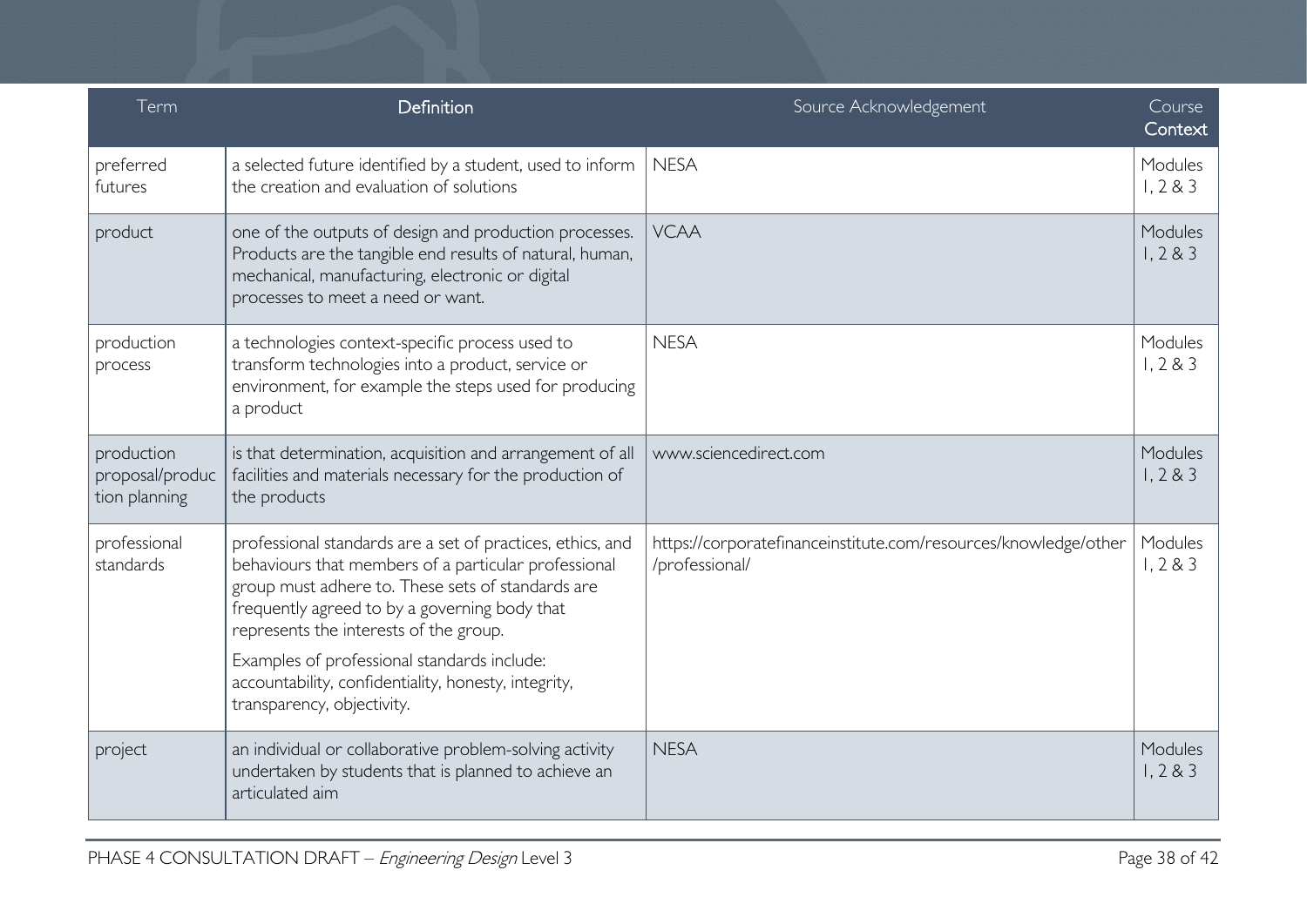| Term | Definition | Source Acknowledgement | Course Context |
|---|---|---|---|
| preferred futures | a selected future identified by a student, used to inform the creation and evaluation of solutions | NESA | Modules 1, 2 & 3 |
| product | one of the outputs of design and production processes. Products are the tangible end results of natural, human, mechanical, manufacturing, electronic or digital processes to meet a need or want. | VCAA | Modules 1, 2 & 3 |
| production process | a technologies context-specific process used to transform technologies into a product, service or environment, for example the steps used for producing a product | NESA | Modules 1, 2 & 3 |
| production proposal/production planning | is that determination, acquisition and arrangement of all facilities and materials necessary for the production of the products | www.sciencedirect.com | Modules 1, 2 & 3 |
| professional standards | professional standards are a set of practices, ethics, and behaviours that members of a particular professional group must adhere to. These sets of standards are frequently agreed to by a governing body that represents the interests of the group.<br><br>Examples of professional standards include: accountability, confidentiality, honesty, integrity, transparency, objectivity. | https://corporatefinanceinstitute.com/resources/knowledge/other/professional/ | Modules 1, 2 & 3 |
| project | an individual or collaborative problem-solving activity undertaken by students that is planned to achieve an articulated aim | NESA | Modules 1, 2 & 3 |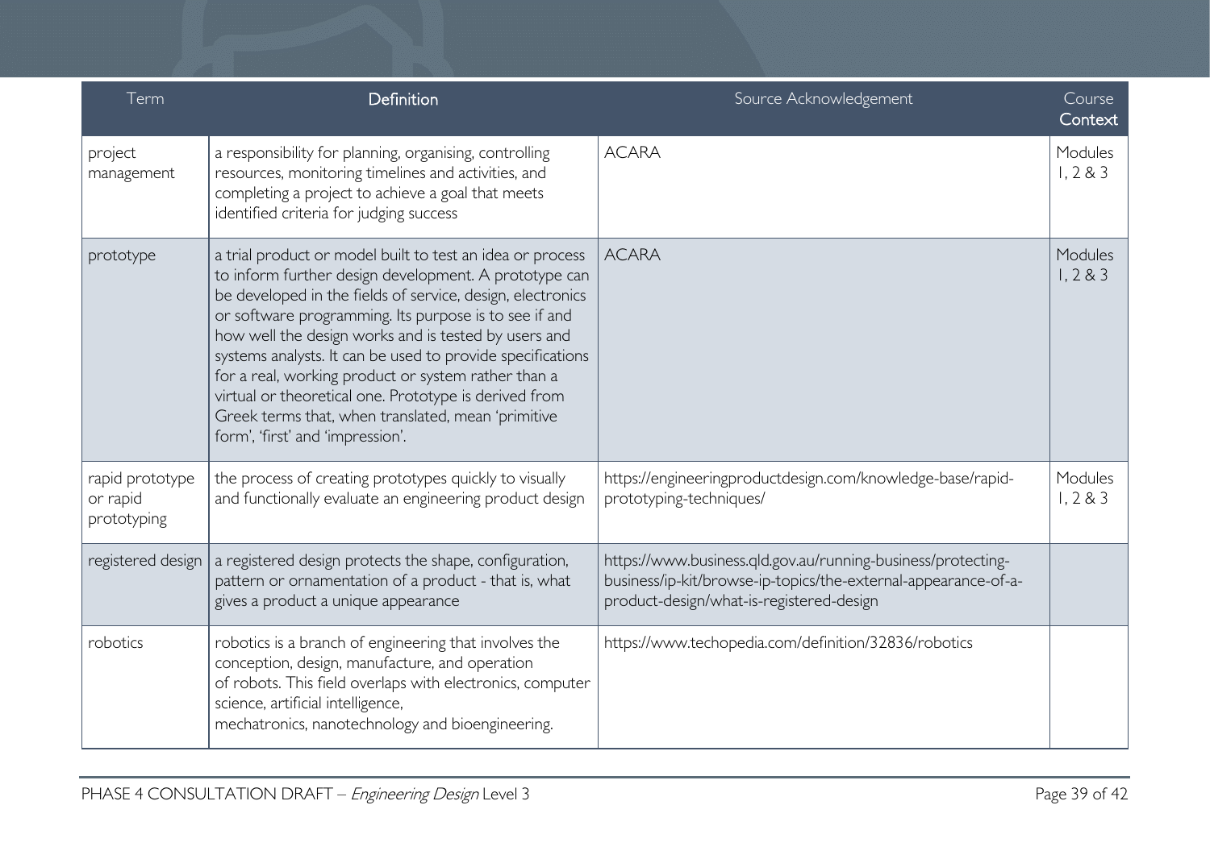| Term | Definition | Source Acknowledgement | Course Context |
|---|---|---|---|
| project management | a responsibility for planning, organising, controlling resources, monitoring timelines and activities, and completing a project to achieve a goal that meets identified criteria for judging success | ACARA | Modules 1, 2 & 3 |
| prototype | a trial product or model built to test an idea or process to inform further design development. A prototype can be developed in the fields of service, design, electronics or software programming. Its purpose is to see if and how well the design works and is tested by users and systems analysts. It can be used to provide specifications for a real, working product or system rather than a virtual or theoretical one. Prototype is derived from Greek terms that, when translated, mean 'primitive form', 'first' and 'impression'. | ACARA | Modules 1, 2 & 3 |
| rapid prototype or rapid prototyping | the process of creating prototypes quickly to visually and functionally evaluate an engineering product design | https://engineeringproductdesign.com/knowledge-base/rapid-prototyping-techniques/ | Modules 1, 2 & 3 |
| registered design | a registered design protects the shape, configuration, pattern or ornamentation of a product - that is, what gives a product a unique appearance | https://www.business.qld.gov.au/running-business/protecting-business/ip-kit/browse-ip-topics/the-external-appearance-of-a-product-design/what-is-registered-design | |
| robotics | robotics is a branch of engineering that involves the conception, design, manufacture, and operation of robots. This field overlaps with electronics, computer science, artificial intelligence, mechatronics, nanotechnology and bioengineering. | https://www.techopedia.com/definition/32836/robotics | |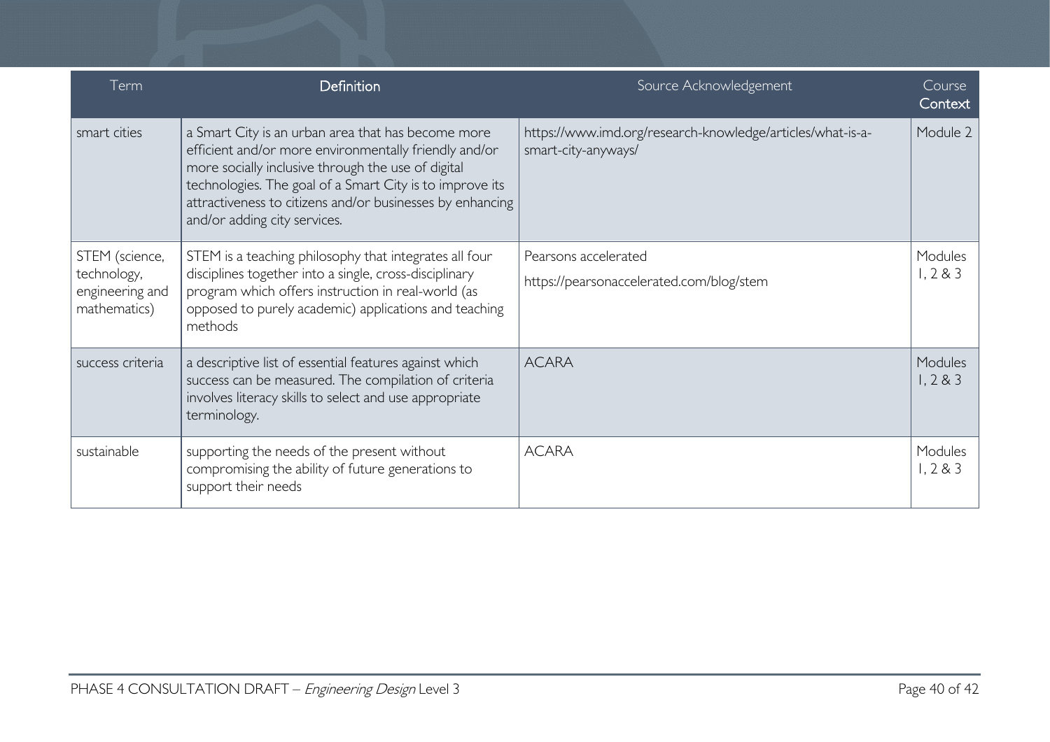| Term | Definition | Source Acknowledgement | Course Context |
|---|---|---|---|
| smart cities | a Smart City is an urban area that has become more efficient and/or more environmentally friendly and/or more socially inclusive through the use of digital technologies. The goal of a Smart City is to improve its attractiveness to citizens and/or businesses by enhancing and/or adding city services. | https://www.imd.org/research-knowledge/articles/what-is-a-smart-city-anyways/ | Module 2 |
| STEM (science, technology, engineering and mathematics) | STEM is a teaching philosophy that integrates all four disciplines together into a single, cross-disciplinary program which offers instruction in real-world (as opposed to purely academic) applications and teaching methods | Pearsons accelerated https://pearsonaccelerated.com/blog/stem | Modules 1, 2 & 3 |
| success criteria | a descriptive list of essential features against which success can be measured. The compilation of criteria involves literacy skills to select and use appropriate terminology. | ACARA | Modules 1, 2 & 3 |
| sustainable | supporting the needs of the present without compromising the ability of future generations to support their needs | ACARA | Modules 1, 2 & 3 |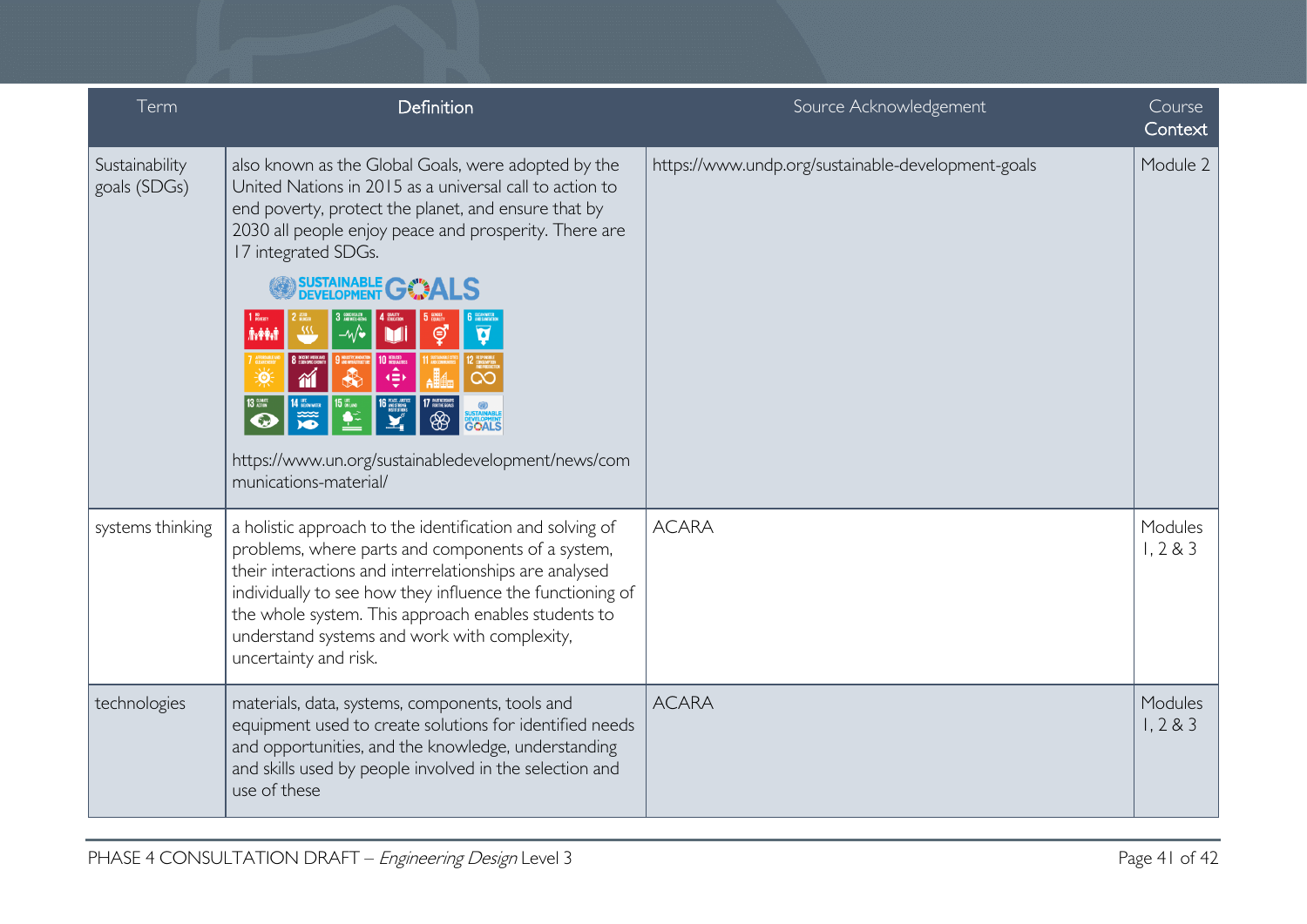| Term | Definition | Source Acknowledgement | Course Context |
|---|---|---|---|
| Sustainability goals (SDGs) | also known as the Global Goals, were adopted by the United Nations in 2015 as a universal call to action to end poverty, protect the planet, and ensure that by 2030 all people enjoy peace and prosperity. There are 17 integrated SDGs. https://www.un.org/sustainabledevelopment/news/communications-material/ | https://www.undp.org/sustainable-development-goals | Module 2 |
| systems thinking | a holistic approach to the identification and solving of problems, where parts and components of a system, their interactions and interrelationships are analysed individually to see how they influence the functioning of the whole system. This approach enables students to understand systems and work with complexity, uncertainty and risk. | ACARA | Modules 1, 2 & 3 |
| technologies | materials, data, systems, components, tools and equipment used to create solutions for identified needs and opportunities, and the knowledge, understanding and skills used by people involved in the selection and use of these | ACARA | Modules 1, 2 & 3 |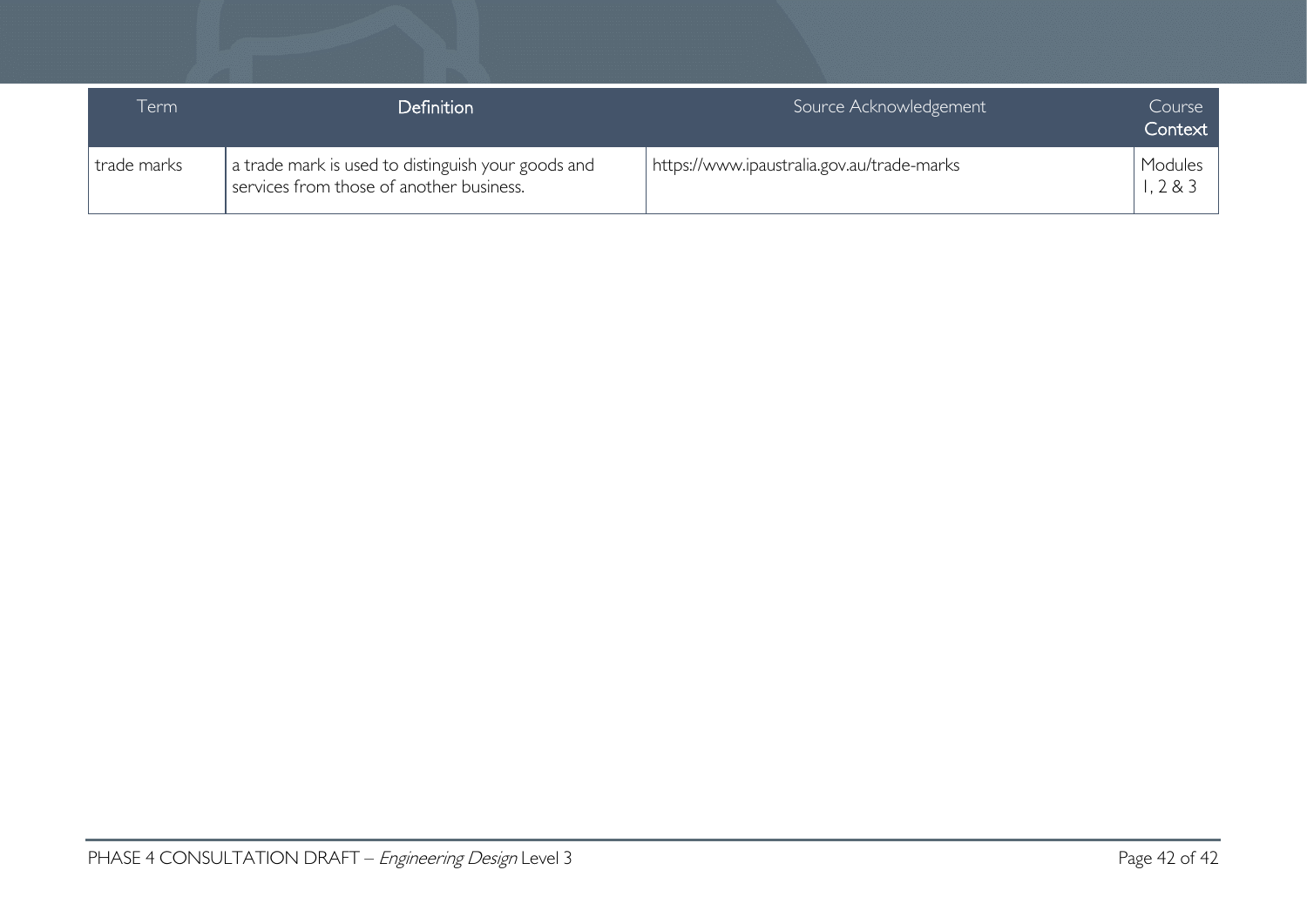| Term | Definition | Source Acknowledgement | Course Context |
| --- | --- | --- | --- |
| trade marks | a trade mark is used to distinguish your goods and services from those of another business. | https://www.ipaustralia.gov.au/trade-marks | Modules 1, 2 & 3 |